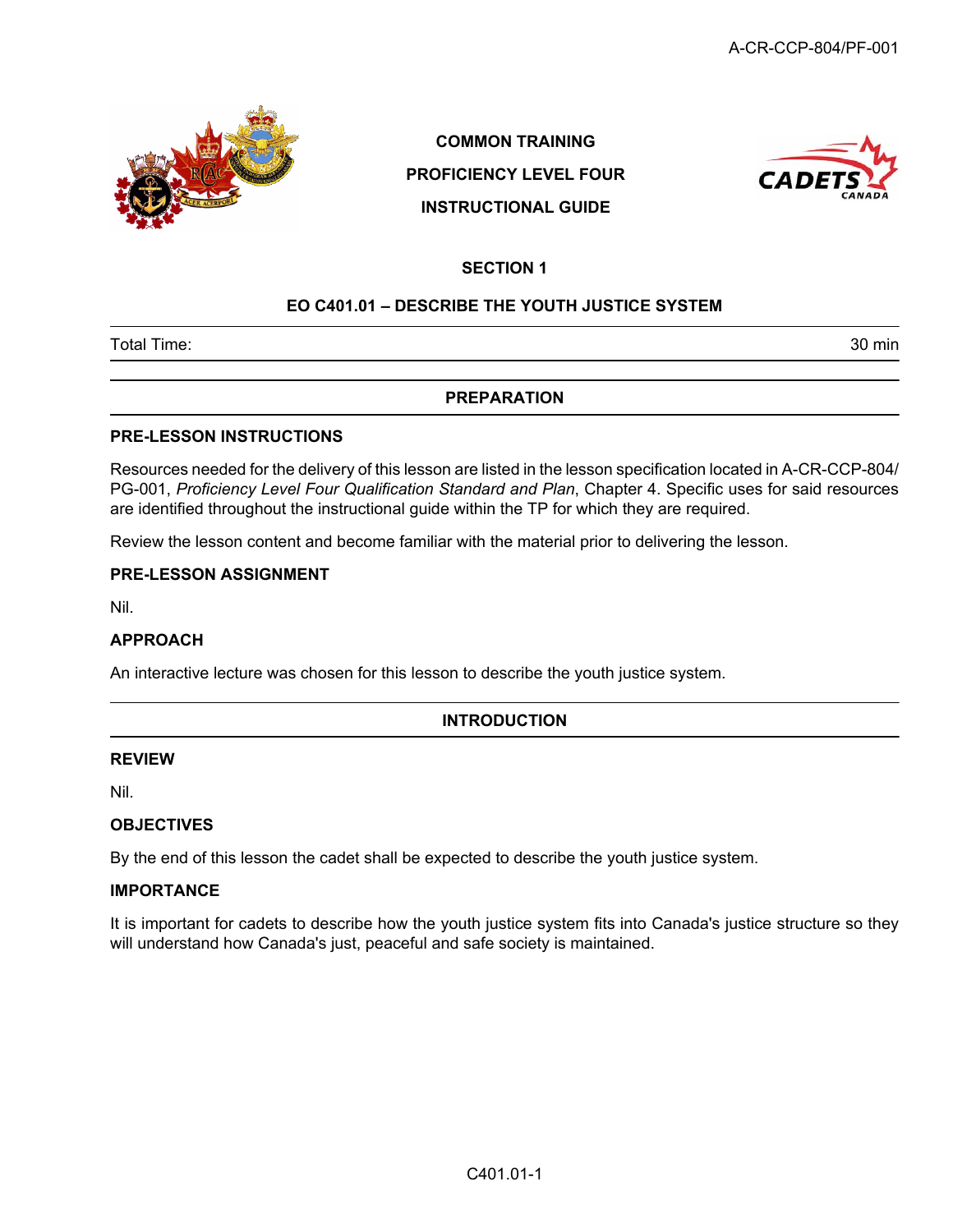COMMON TRAINING

PROFICIENCY LEVEL FOUR

INSTRUCTIONAL GUIDE

# SECTION 1

## EO C401.01 – DESCRIBE THE YOUTH JUSTICE SYSTEM

| Total Time: | 30 min |
|---|---|

## PREPARATION

### PRE-LESSON INSTRUCTIONS

Resources needed for the delivery of this lesson are listed in the lesson specification located in A-CR-CCP-804/PG-001, *Proficiency Level Four Qualification Standard and Plan*, Chapter 4. Specific uses for said resources are identified throughout the instructional guide within the TP for which they are required.

Review the lesson content and become familiar with the material prior to delivering the lesson.

### PRE-LESSON ASSIGNMENT

Nil.

### APPROACH

An interactive lecture was chosen for this lesson to describe the youth justice system.

## INTRODUCTION

### REVIEW

Nil.

### OBJECTIVES

By the end of this lesson the cadet shall be expected to describe the youth justice system.

### IMPORTANCE

It is important for cadets to describe how the youth justice system fits into Canada's justice structure so they will understand how Canada's just, peaceful and safe society is maintained.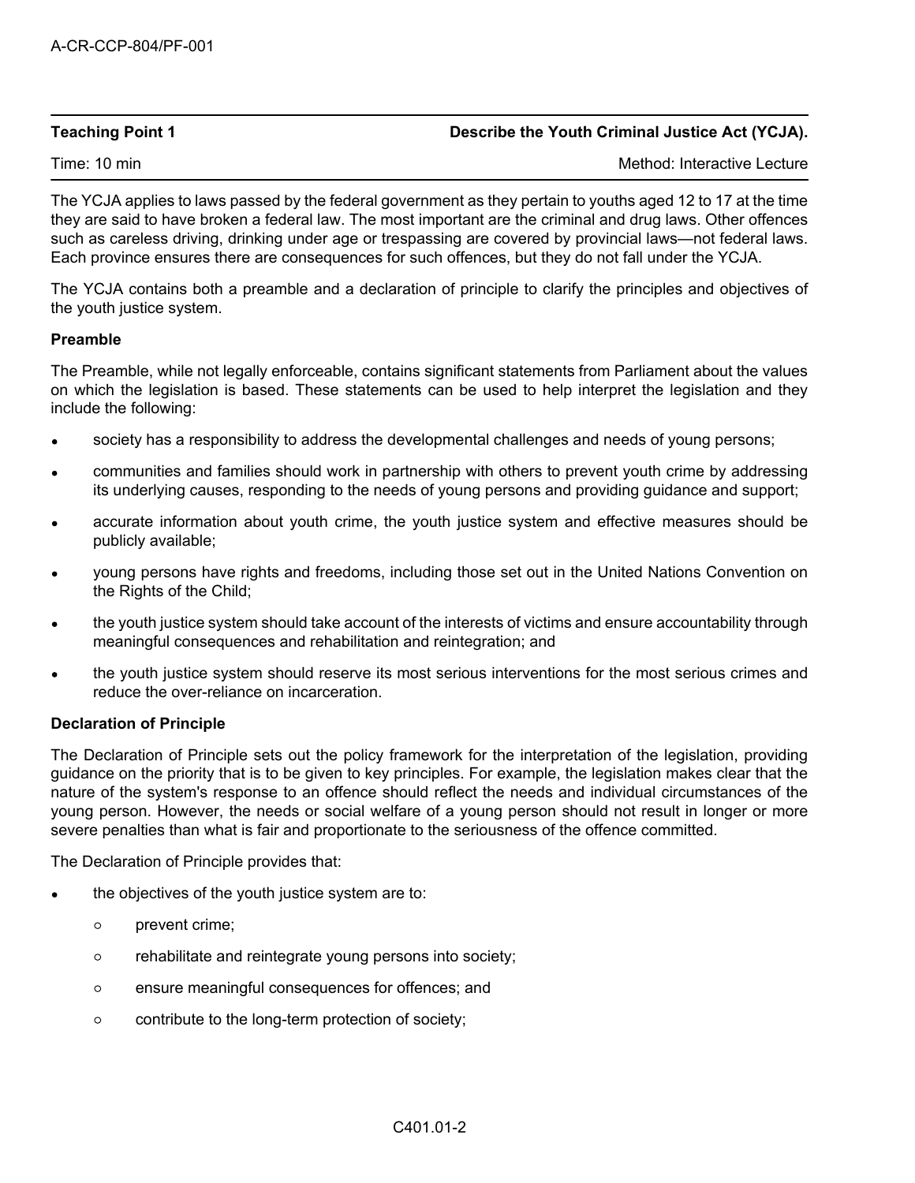| Teaching Point 1 | Describe the Youth Criminal Justice Act (YCJA). |
|---|---|
| Time: 10 min | Method: Interactive Lecture |

The YCJA applies to laws passed by the federal government as they pertain to youths aged 12 to 17 at the time they are said to have broken a federal law. The most important are the criminal and drug laws. Other offences such as careless driving, drinking under age or trespassing are covered by provincial laws—not federal laws. Each province ensures there are consequences for such offences, but they do not fall under the YCJA.

The YCJA contains both a preamble and a declaration of principle to clarify the principles and objectives of the youth justice system.

**Preamble**

The Preamble, while not legally enforceable, contains significant statements from Parliament about the values on which the legislation is based. These statements can be used to help interpret the legislation and they include the following:

- society has a responsibility to address the developmental challenges and needs of young persons;
- communities and families should work in partnership with others to prevent youth crime by addressing its underlying causes, responding to the needs of young persons and providing guidance and support;
- accurate information about youth crime, the youth justice system and effective measures should be publicly available;
- young persons have rights and freedoms, including those set out in the United Nations Convention on the Rights of the Child;
- the youth justice system should take account of the interests of victims and ensure accountability through meaningful consequences and rehabilitation and reintegration; and
- the youth justice system should reserve its most serious interventions for the most serious crimes and reduce the over-reliance on incarceration.

**Declaration of Principle**

The Declaration of Principle sets out the policy framework for the interpretation of the legislation, providing guidance on the priority that is to be given to key principles. For example, the legislation makes clear that the nature of the system's response to an offence should reflect the needs and individual circumstances of the young person. However, the needs or social welfare of a young person should not result in longer or more severe penalties than what is fair and proportionate to the seriousness of the offence committed.

The Declaration of Principle provides that:

- the objectives of the youth justice system are to:
  - prevent crime;
  - rehabilitate and reintegrate young persons into society;
  - ensure meaningful consequences for offences; and
  - contribute to the long-term protection of society;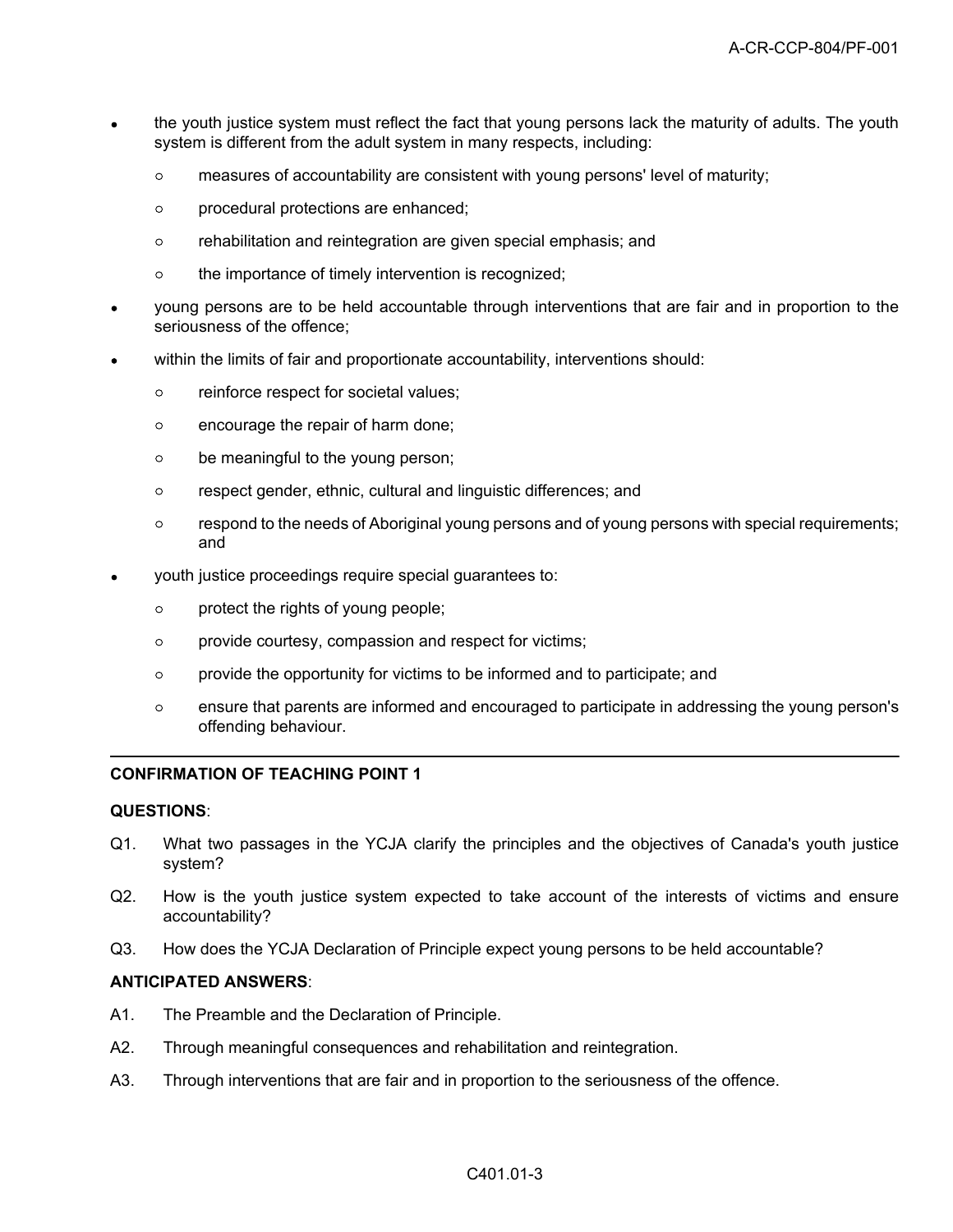- the youth justice system must reflect the fact that young persons lack the maturity of adults. The youth system is different from the adult system in many respects, including:
  - measures of accountability are consistent with young persons' level of maturity;
  - procedural protections are enhanced;
  - rehabilitation and reintegration are given special emphasis; and
  - the importance of timely intervention is recognized;
- young persons are to be held accountable through interventions that are fair and in proportion to the seriousness of the offence;
- within the limits of fair and proportionate accountability, interventions should:
  - reinforce respect for societal values;
  - encourage the repair of harm done;
  - be meaningful to the young person;
  - respect gender, ethnic, cultural and linguistic differences; and
  - respond to the needs of Aboriginal young persons and of young persons with special requirements; and
- youth justice proceedings require special guarantees to:
  - protect the rights of young people;
  - provide courtesy, compassion and respect for victims;
  - provide the opportunity for victims to be informed and to participate; and
  - ensure that parents are informed and encouraged to participate in addressing the young person's offending behaviour.

---

**CONFIRMATION OF TEACHING POINT 1**

**QUESTIONS**:

Q1. What two passages in the YCJA clarify the principles and the objectives of Canada's youth justice system?

Q2. How is the youth justice system expected to take account of the interests of victims and ensure accountability?

Q3. How does the YCJA Declaration of Principle expect young persons to be held accountable?

**ANTICIPATED ANSWERS**:

A1. The Preamble and the Declaration of Principle.

A2. Through meaningful consequences and rehabilitation and reintegration.

A3. Through interventions that are fair and in proportion to the seriousness of the offence.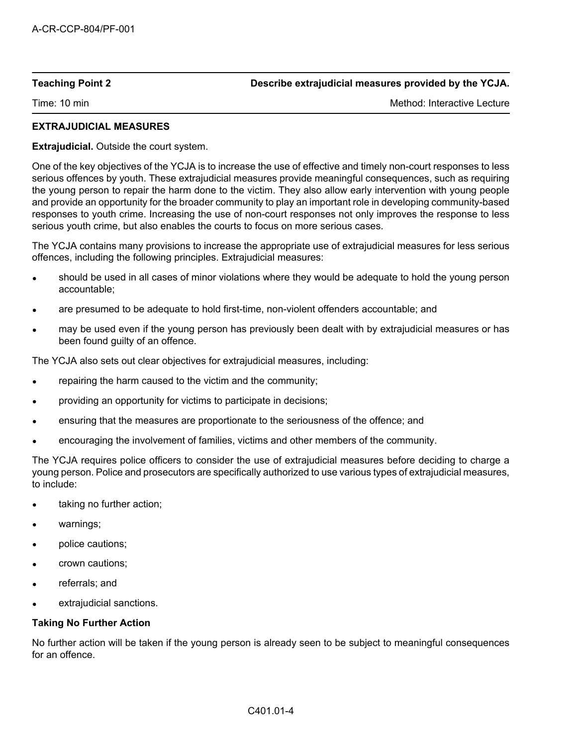**Teaching Point 2** — **Describe extrajudicial measures provided by the YCJA.**

Time: 10 min — Method: Interactive Lecture

**EXTRAJUDICIAL MEASURES**

**Extrajudicial.** Outside the court system.

One of the key objectives of the YCJA is to increase the use of effective and timely non-court responses to less serious offences by youth. These extrajudicial measures provide meaningful consequences, such as requiring the young person to repair the harm done to the victim. They also allow early intervention with young people and provide an opportunity for the broader community to play an important role in developing community-based responses to youth crime. Increasing the use of non-court responses not only improves the response to less serious youth crime, but also enables the courts to focus on more serious cases.

The YCJA contains many provisions to increase the appropriate use of extrajudicial measures for less serious offences, including the following principles. Extrajudicial measures:

- should be used in all cases of minor violations where they would be adequate to hold the young person accountable;
- are presumed to be adequate to hold first-time, non-violent offenders accountable; and
- may be used even if the young person has previously been dealt with by extrajudicial measures or has been found guilty of an offence.

The YCJA also sets out clear objectives for extrajudicial measures, including:

- repairing the harm caused to the victim and the community;
- providing an opportunity for victims to participate in decisions;
- ensuring that the measures are proportionate to the seriousness of the offence; and
- encouraging the involvement of families, victims and other members of the community.

The YCJA requires police officers to consider the use of extrajudicial measures before deciding to charge a young person. Police and prosecutors are specifically authorized to use various types of extrajudicial measures, to include:

- taking no further action;
- warnings;
- police cautions;
- crown cautions;
- referrals; and
- extrajudicial sanctions.

**Taking No Further Action**

No further action will be taken if the young person is already seen to be subject to meaningful consequences for an offence.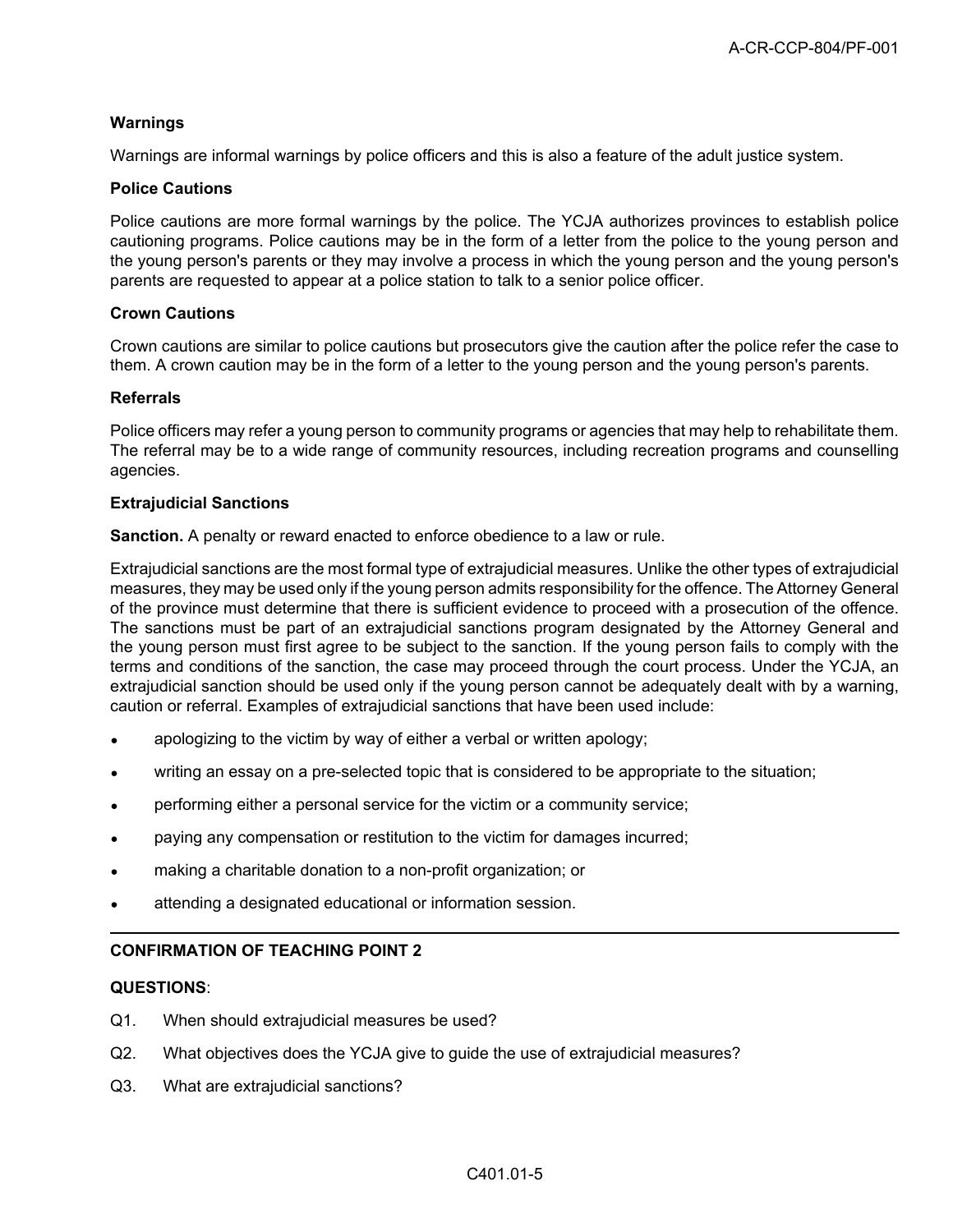**Warnings**

Warnings are informal warnings by police officers and this is also a feature of the adult justice system.

**Police Cautions**

Police cautions are more formal warnings by the police. The YCJA authorizes provinces to establish police cautioning programs. Police cautions may be in the form of a letter from the police to the young person and the young person's parents or they may involve a process in which the young person and the young person's parents are requested to appear at a police station to talk to a senior police officer.

**Crown Cautions**

Crown cautions are similar to police cautions but prosecutors give the caution after the police refer the case to them. A crown caution may be in the form of a letter to the young person and the young person's parents.

**Referrals**

Police officers may refer a young person to community programs or agencies that may help to rehabilitate them. The referral may be to a wide range of community resources, including recreation programs and counselling agencies.

**Extrajudicial Sanctions**

**Sanction.** A penalty or reward enacted to enforce obedience to a law or rule.

Extrajudicial sanctions are the most formal type of extrajudicial measures. Unlike the other types of extrajudicial measures, they may be used only if the young person admits responsibility for the offence. The Attorney General of the province must determine that there is sufficient evidence to proceed with a prosecution of the offence. The sanctions must be part of an extrajudicial sanctions program designated by the Attorney General and the young person must first agree to be subject to the sanction. If the young person fails to comply with the terms and conditions of the sanction, the case may proceed through the court process. Under the YCJA, an extrajudicial sanction should be used only if the young person cannot be adequately dealt with by a warning, caution or referral. Examples of extrajudicial sanctions that have been used include:

- apologizing to the victim by way of either a verbal or written apology;
- writing an essay on a pre-selected topic that is considered to be appropriate to the situation;
- performing either a personal service for the victim or a community service;
- paying any compensation or restitution to the victim for damages incurred;
- making a charitable donation to a non-profit organization; or
- attending a designated educational or information session.

---

**CONFIRMATION OF TEACHING POINT 2**

**QUESTIONS**:

Q1. When should extrajudicial measures be used?

Q2. What objectives does the YCJA give to guide the use of extrajudicial measures?

Q3. What are extrajudicial sanctions?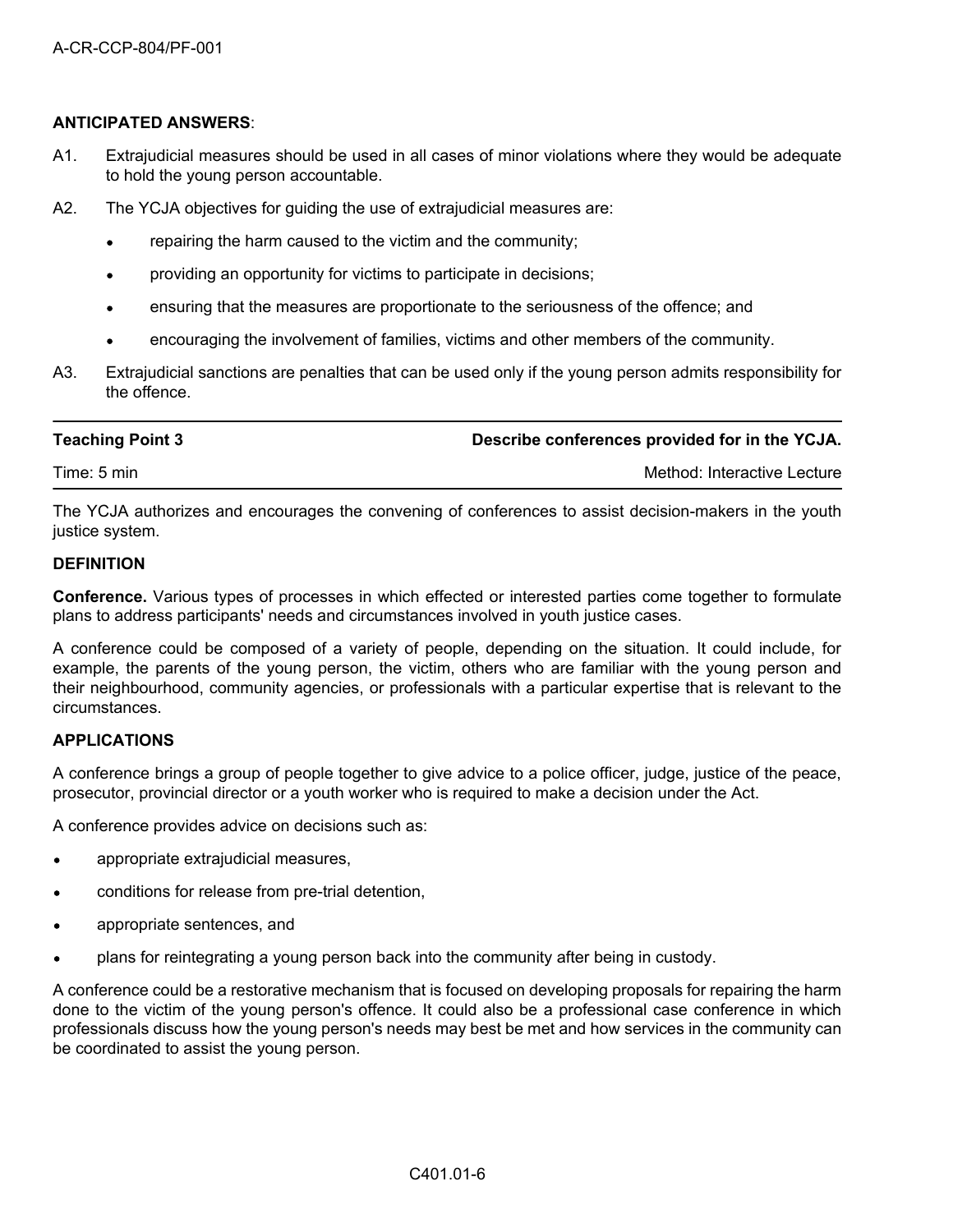**ANTICIPATED ANSWERS**:

A1. Extrajudicial measures should be used in all cases of minor violations where they would be adequate to hold the young person accountable.

A2. The YCJA objectives for guiding the use of extrajudicial measures are:

- repairing the harm caused to the victim and the community;
- providing an opportunity for victims to participate in decisions;
- ensuring that the measures are proportionate to the seriousness of the offence; and
- encouraging the involvement of families, victims and other members of the community.

A3. Extrajudicial sanctions are penalties that can be used only if the young person admits responsibility for the offence.

| **Teaching Point 3** | **Describe conferences provided for in the YCJA.** |
|---|---|
| Time: 5 min | Method: Interactive Lecture |

The YCJA authorizes and encourages the convening of conferences to assist decision-makers in the youth justice system.

**DEFINITION**

**Conference.** Various types of processes in which effected or interested parties come together to formulate plans to address participants' needs and circumstances involved in youth justice cases.

A conference could be composed of a variety of people, depending on the situation. It could include, for example, the parents of the young person, the victim, others who are familiar with the young person and their neighbourhood, community agencies, or professionals with a particular expertise that is relevant to the circumstances.

**APPLICATIONS**

A conference brings a group of people together to give advice to a police officer, judge, justice of the peace, prosecutor, provincial director or a youth worker who is required to make a decision under the Act.

A conference provides advice on decisions such as:

- appropriate extrajudicial measures,
- conditions for release from pre-trial detention,
- appropriate sentences, and
- plans for reintegrating a young person back into the community after being in custody.

A conference could be a restorative mechanism that is focused on developing proposals for repairing the harm done to the victim of the young person's offence. It could also be a professional case conference in which professionals discuss how the young person's needs may best be met and how services in the community can be coordinated to assist the young person.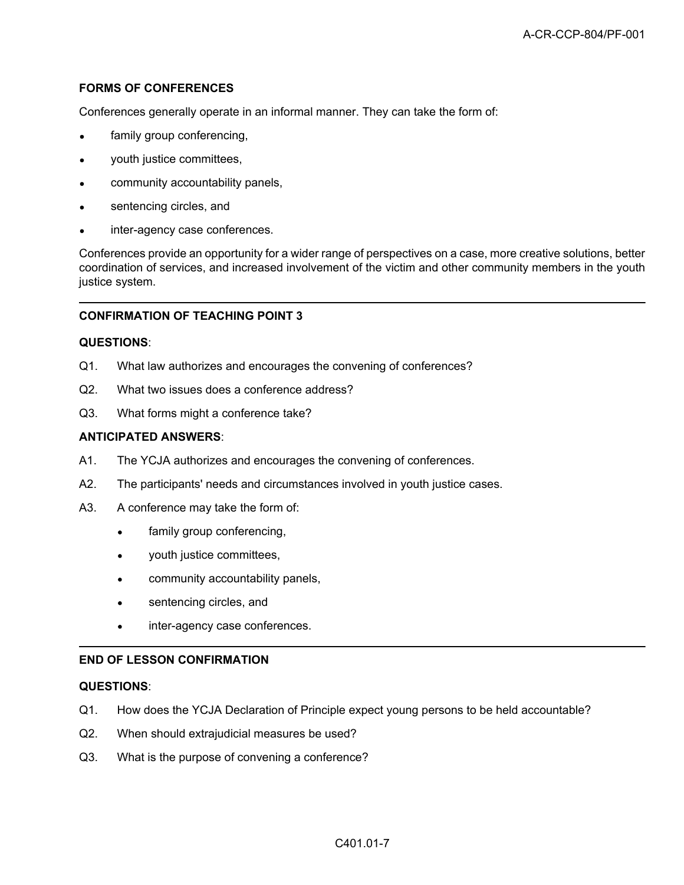**FORMS OF CONFERENCES**

Conferences generally operate in an informal manner. They can take the form of:

- family group conferencing,
- youth justice committees,
- community accountability panels,
- sentencing circles, and
- inter-agency case conferences.

Conferences provide an opportunity for a wider range of perspectives on a case, more creative solutions, better coordination of services, and increased involvement of the victim and other community members in the youth justice system.

---

**CONFIRMATION OF TEACHING POINT 3**

**QUESTIONS**:

Q1. What law authorizes and encourages the convening of conferences?

Q2. What two issues does a conference address?

Q3. What forms might a conference take?

**ANTICIPATED ANSWERS**:

A1. The YCJA authorizes and encourages the convening of conferences.

A2. The participants' needs and circumstances involved in youth justice cases.

A3. A conference may take the form of:

- family group conferencing,
- youth justice committees,
- community accountability panels,
- sentencing circles, and
- inter-agency case conferences.

---

**END OF LESSON CONFIRMATION**

**QUESTIONS**:

Q1. How does the YCJA Declaration of Principle expect young persons to be held accountable?

Q2. When should extrajudicial measures be used?

Q3. What is the purpose of convening a conference?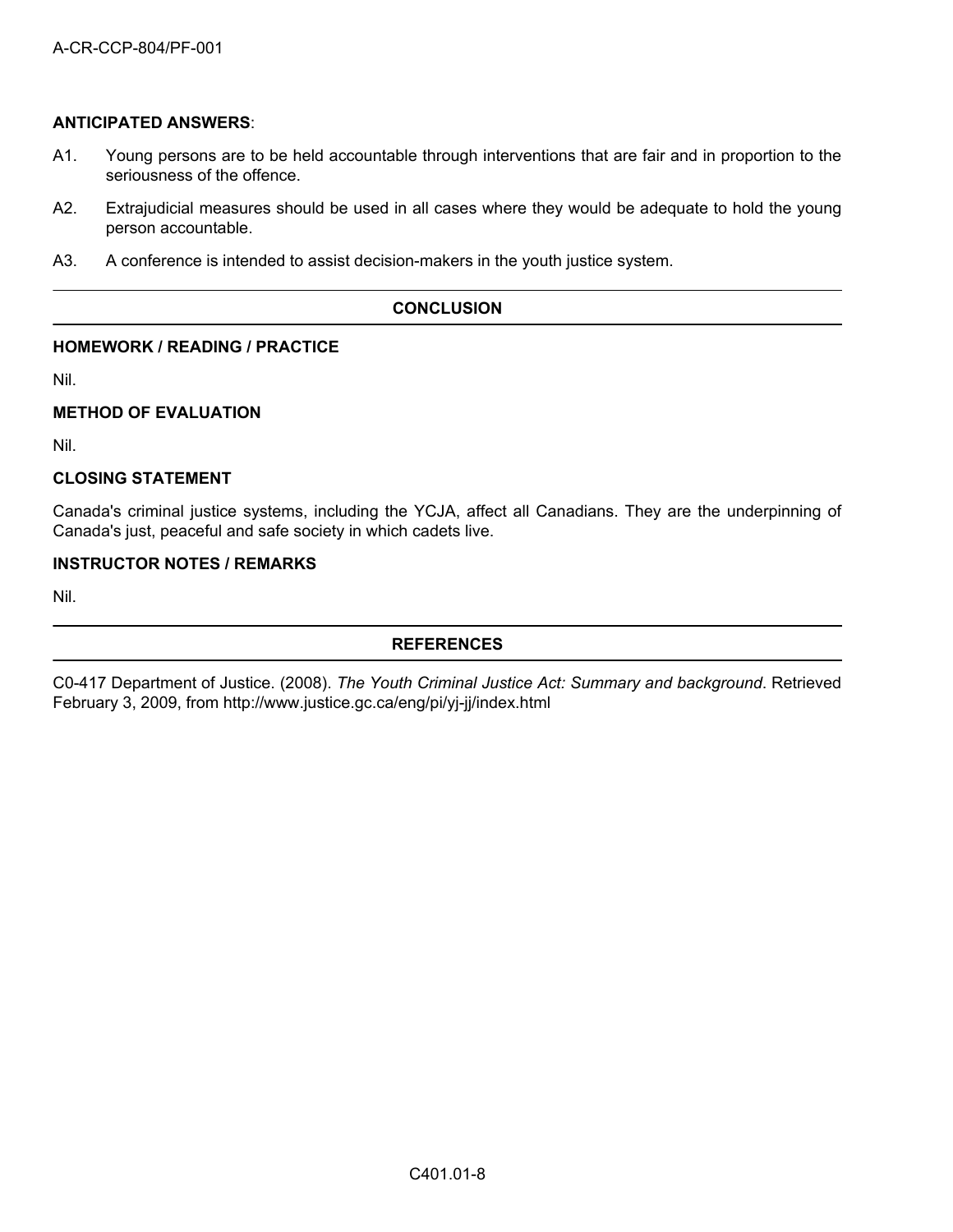**ANTICIPATED ANSWERS**:

A1. Young persons are to be held accountable through interventions that are fair and in proportion to the seriousness of the offence.

A2. Extrajudicial measures should be used in all cases where they would be adequate to hold the young person accountable.

A3. A conference is intended to assist decision-makers in the youth justice system.

## CONCLUSION

### HOMEWORK / READING / PRACTICE

Nil.

### METHOD OF EVALUATION

Nil.

### CLOSING STATEMENT

Canada's criminal justice systems, including the YCJA, affect all Canadians. They are the underpinning of Canada's just, peaceful and safe society in which cadets live.

### INSTRUCTOR NOTES / REMARKS

Nil.

## REFERENCES

C0-417 Department of Justice. (2008). *The Youth Criminal Justice Act: Summary and background*. Retrieved February 3, 2009, from http://www.justice.gc.ca/eng/pi/yj-jj/index.html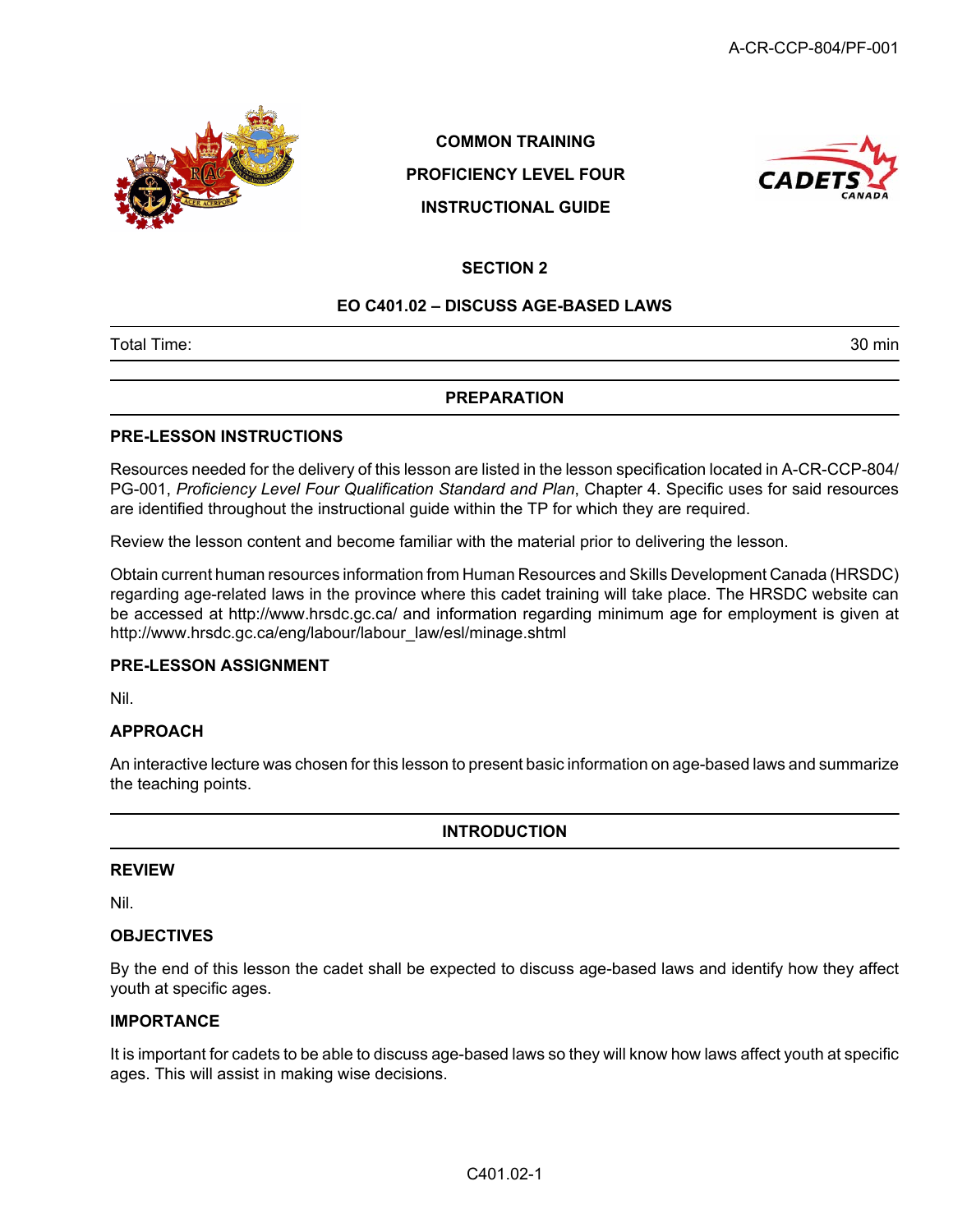COMMON TRAINING

PROFICIENCY LEVEL FOUR

INSTRUCTIONAL GUIDE

## SECTION 2

## EO C401.02 – DISCUSS AGE-BASED LAWS

| Total Time: | 30 min |
|---|---|

## PREPARATION

### PRE-LESSON INSTRUCTIONS

Resources needed for the delivery of this lesson are listed in the lesson specification located in A-CR-CCP-804/PG-001, *Proficiency Level Four Qualification Standard and Plan*, Chapter 4. Specific uses for said resources are identified throughout the instructional guide within the TP for which they are required.

Review the lesson content and become familiar with the material prior to delivering the lesson.

Obtain current human resources information from Human Resources and Skills Development Canada (HRSDC) regarding age-related laws in the province where this cadet training will take place. The HRSDC website can be accessed at http://www.hrsdc.gc.ca/ and information regarding minimum age for employment is given at http://www.hrsdc.gc.ca/eng/labour/labour_law/esl/minage.shtml

### PRE-LESSON ASSIGNMENT

Nil.

### APPROACH

An interactive lecture was chosen for this lesson to present basic information on age-based laws and summarize the teaching points.

## INTRODUCTION

### REVIEW

Nil.

### OBJECTIVES

By the end of this lesson the cadet shall be expected to discuss age-based laws and identify how they affect youth at specific ages.

### IMPORTANCE

It is important for cadets to be able to discuss age-based laws so they will know how laws affect youth at specific ages. This will assist in making wise decisions.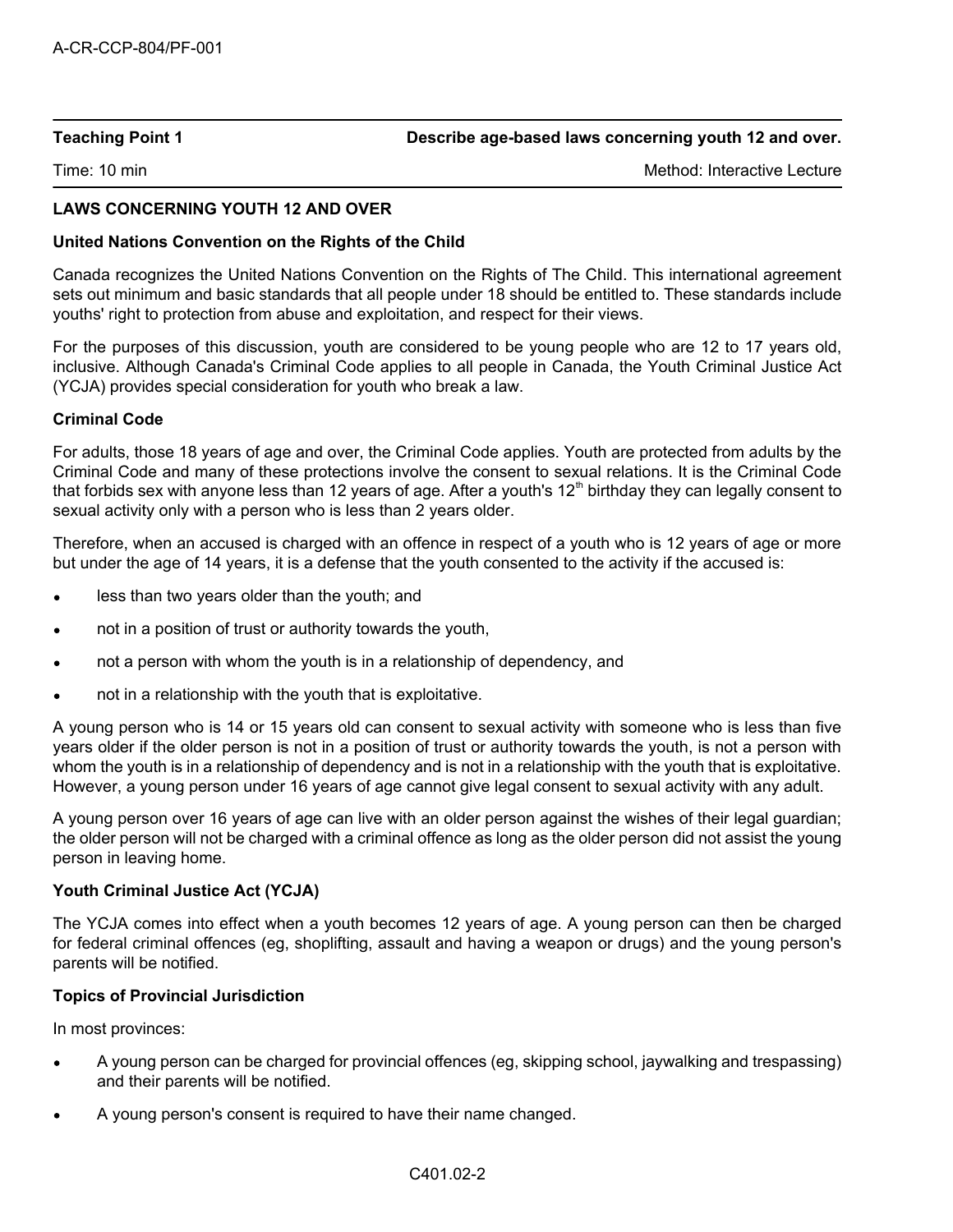**Teaching Point 1** **Describe age-based laws concerning youth 12 and over.**

Time: 10 min Method: Interactive Lecture

**LAWS CONCERNING YOUTH 12 AND OVER**

**United Nations Convention on the Rights of the Child**

Canada recognizes the United Nations Convention on the Rights of The Child. This international agreement sets out minimum and basic standards that all people under 18 should be entitled to. These standards include youths' right to protection from abuse and exploitation, and respect for their views.

For the purposes of this discussion, youth are considered to be young people who are 12 to 17 years old, inclusive. Although Canada's Criminal Code applies to all people in Canada, the Youth Criminal Justice Act (YCJA) provides special consideration for youth who break a law.

**Criminal Code**

For adults, those 18 years of age and over, the Criminal Code applies. Youth are protected from adults by the Criminal Code and many of these protections involve the consent to sexual relations. It is the Criminal Code that forbids sex with anyone less than 12 years of age. After a youth's 12th birthday they can legally consent to sexual activity only with a person who is less than 2 years older.

Therefore, when an accused is charged with an offence in respect of a youth who is 12 years of age or more but under the age of 14 years, it is a defense that the youth consented to the activity if the accused is:

- less than two years older than the youth; and
- not in a position of trust or authority towards the youth,
- not a person with whom the youth is in a relationship of dependency, and
- not in a relationship with the youth that is exploitative.

A young person who is 14 or 15 years old can consent to sexual activity with someone who is less than five years older if the older person is not in a position of trust or authority towards the youth, is not a person with whom the youth is in a relationship of dependency and is not in a relationship with the youth that is exploitative. However, a young person under 16 years of age cannot give legal consent to sexual activity with any adult.

A young person over 16 years of age can live with an older person against the wishes of their legal guardian; the older person will not be charged with a criminal offence as long as the older person did not assist the young person in leaving home.

**Youth Criminal Justice Act (YCJA)**

The YCJA comes into effect when a youth becomes 12 years of age. A young person can then be charged for federal criminal offences (eg, shoplifting, assault and having a weapon or drugs) and the young person's parents will be notified.

**Topics of Provincial Jurisdiction**

In most provinces:

- A young person can be charged for provincial offences (eg, skipping school, jaywalking and trespassing) and their parents will be notified.
- A young person's consent is required to have their name changed.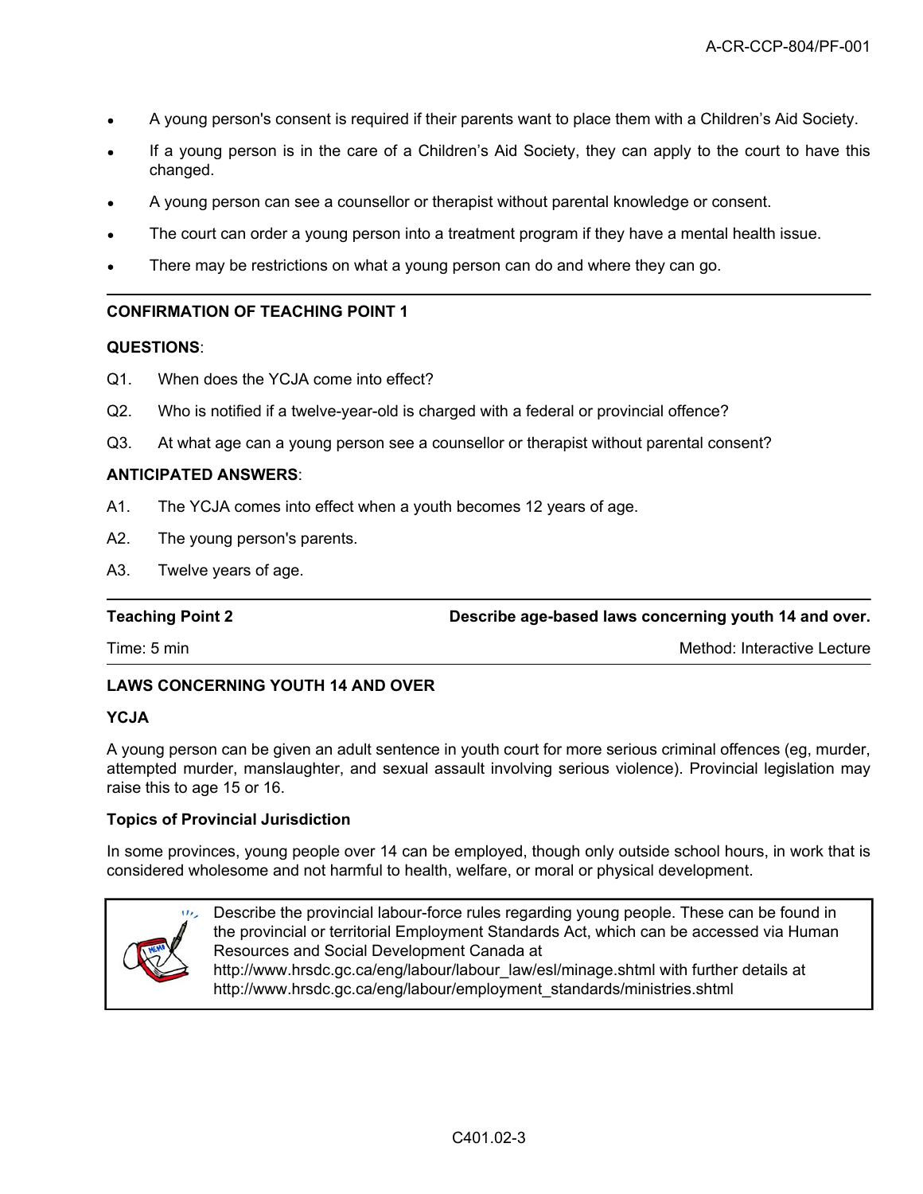- A young person's consent is required if their parents want to place them with a Children's Aid Society.
- If a young person is in the care of a Children's Aid Society, they can apply to the court to have this changed.
- A young person can see a counsellor or therapist without parental knowledge or consent.
- The court can order a young person into a treatment program if they have a mental health issue.
- There may be restrictions on what a young person can do and where they can go.

---

**CONFIRMATION OF TEACHING POINT 1**

**QUESTIONS**:

Q1. When does the YCJA come into effect?

Q2. Who is notified if a twelve-year-old is charged with a federal or provincial offence?

Q3. At what age can a young person see a counsellor or therapist without parental consent?

**ANTICIPATED ANSWERS**:

A1. The YCJA comes into effect when a youth becomes 12 years of age.

A2. The young person's parents.

A3. Twelve years of age.

---

| **Teaching Point 2** | **Describe age-based laws concerning youth 14 and over.** |
|---|---|
| Time: 5 min | Method: Interactive Lecture |

**LAWS CONCERNING YOUTH 14 AND OVER**

**YCJA**

A young person can be given an adult sentence in youth court for more serious criminal offences (eg, murder, attempted murder, manslaughter, and sexual assault involving serious violence). Provincial legislation may raise this to age 15 or 16.

**Topics of Provincial Jurisdiction**

In some provinces, young people over 14 can be employed, though only outside school hours, in work that is considered wholesome and not harmful to health, welfare, or moral or physical development.

> Describe the provincial labour-force rules regarding young people. These can be found in the provincial or territorial Employment Standards Act, which can be accessed via Human Resources and Social Development Canada at http://www.hrsdc.gc.ca/eng/labour/labour_law/esl/minage.shtml with further details at http://www.hrsdc.gc.ca/eng/labour/employment_standards/ministries.shtml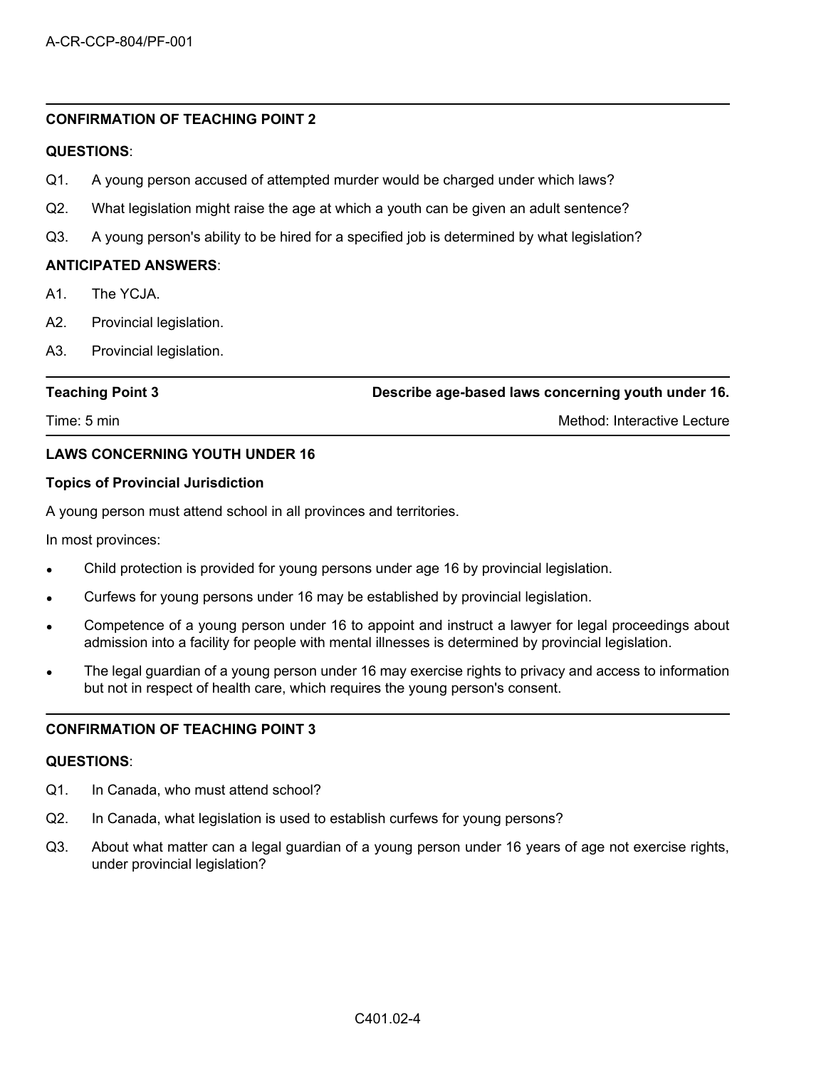**CONFIRMATION OF TEACHING POINT 2**

**QUESTIONS**:

Q1. A young person accused of attempted murder would be charged under which laws?

Q2. What legislation might raise the age at which a youth can be given an adult sentence?

Q3. A young person's ability to be hired for a specified job is determined by what legislation?

**ANTICIPATED ANSWERS**:

A1. The YCJA.

A2. Provincial legislation.

A3. Provincial legislation.

| **Teaching Point 3** | **Describe age-based laws concerning youth under 16.** |
|---|---|
| Time: 5 min | Method: Interactive Lecture |

**LAWS CONCERNING YOUTH UNDER 16**

**Topics of Provincial Jurisdiction**

A young person must attend school in all provinces and territories.

In most provinces:

- Child protection is provided for young persons under age 16 by provincial legislation.
- Curfews for young persons under 16 may be established by provincial legislation.
- Competence of a young person under 16 to appoint and instruct a lawyer for legal proceedings about admission into a facility for people with mental illnesses is determined by provincial legislation.
- The legal guardian of a young person under 16 may exercise rights to privacy and access to information but not in respect of health care, which requires the young person's consent.

**CONFIRMATION OF TEACHING POINT 3**

**QUESTIONS**:

Q1. In Canada, who must attend school?

Q2. In Canada, what legislation is used to establish curfews for young persons?

Q3. About what matter can a legal guardian of a young person under 16 years of age not exercise rights, under provincial legislation?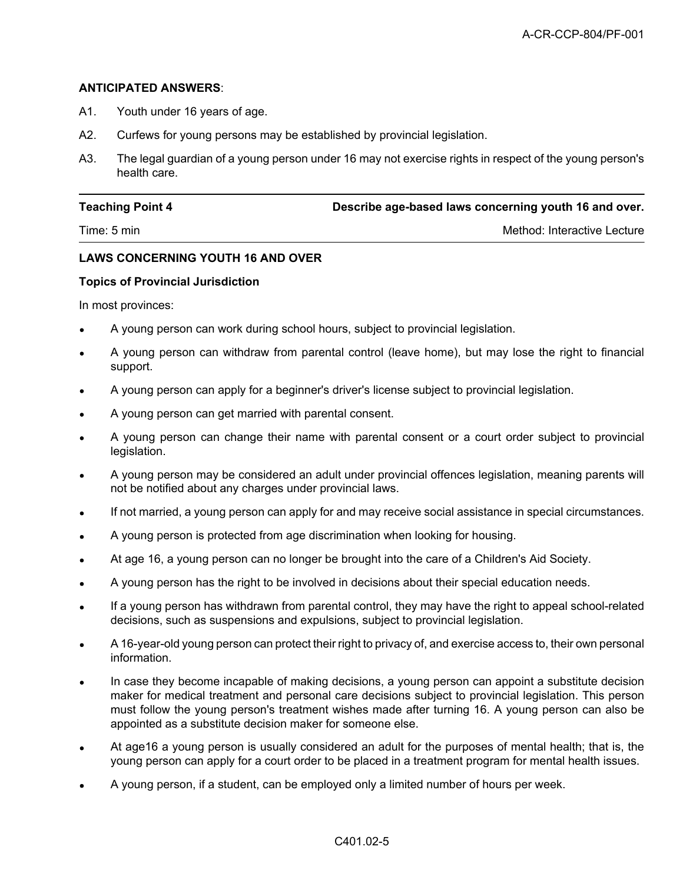**ANTICIPATED ANSWERS**:

A1. Youth under 16 years of age.

A2. Curfews for young persons may be established by provincial legislation.

A3. The legal guardian of a young person under 16 may not exercise rights in respect of the young person's health care.

---

| **Teaching Point 4** | **Describe age-based laws concerning youth 16 and over.** |
|---|---|
| Time: 5 min | Method: Interactive Lecture |

---

**LAWS CONCERNING YOUTH 16 AND OVER**

**Topics of Provincial Jurisdiction**

In most provinces:

- A young person can work during school hours, subject to provincial legislation.
- A young person can withdraw from parental control (leave home), but may lose the right to financial support.
- A young person can apply for a beginner's driver's license subject to provincial legislation.
- A young person can get married with parental consent.
- A young person can change their name with parental consent or a court order subject to provincial legislation.
- A young person may be considered an adult under provincial offences legislation, meaning parents will not be notified about any charges under provincial laws.
- If not married, a young person can apply for and may receive social assistance in special circumstances.
- A young person is protected from age discrimination when looking for housing.
- At age 16, a young person can no longer be brought into the care of a Children's Aid Society.
- A young person has the right to be involved in decisions about their special education needs.
- If a young person has withdrawn from parental control, they may have the right to appeal school-related decisions, such as suspensions and expulsions, subject to provincial legislation.
- A 16-year-old young person can protect their right to privacy of, and exercise access to, their own personal information.
- In case they become incapable of making decisions, a young person can appoint a substitute decision maker for medical treatment and personal care decisions subject to provincial legislation. This person must follow the young person's treatment wishes made after turning 16. A young person can also be appointed as a substitute decision maker for someone else.
- At age16 a young person is usually considered an adult for the purposes of mental health; that is, the young person can apply for a court order to be placed in a treatment program for mental health issues.
- A young person, if a student, can be employed only a limited number of hours per week.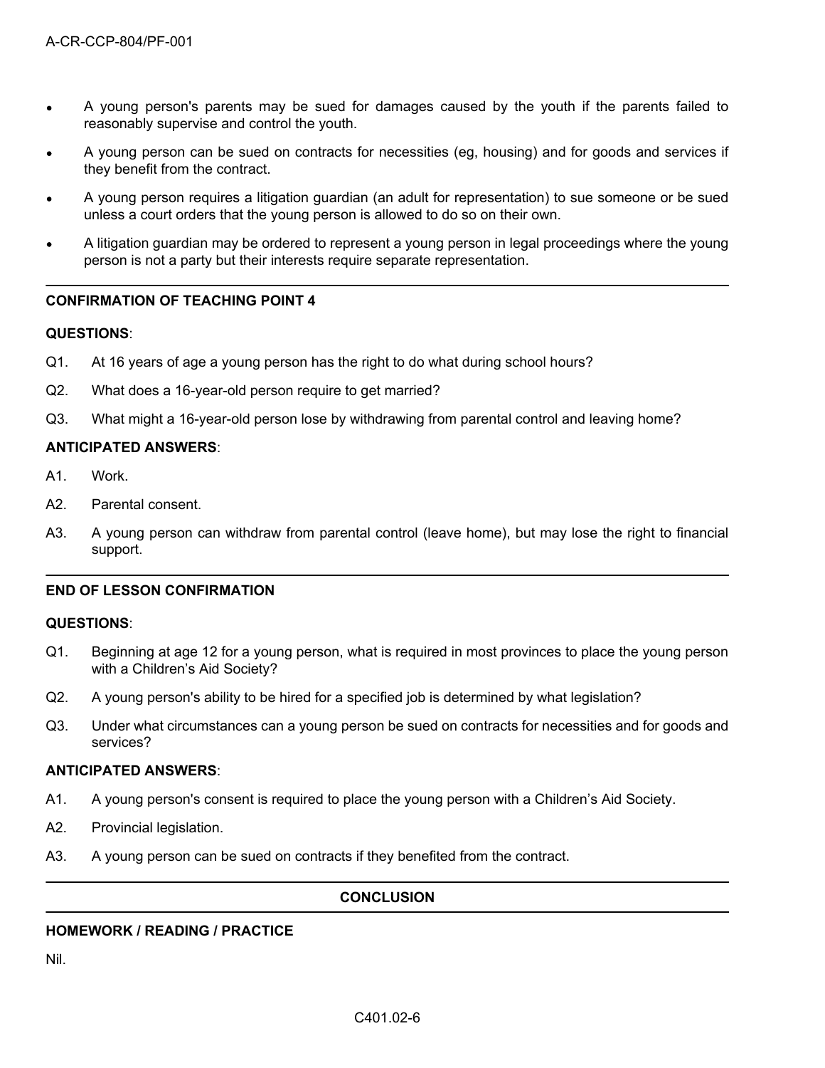- A young person's parents may be sued for damages caused by the youth if the parents failed to reasonably supervise and control the youth.
- A young person can be sued on contracts for necessities (eg, housing) and for goods and services if they benefit from the contract.
- A young person requires a litigation guardian (an adult for representation) to sue someone or be sued unless a court orders that the young person is allowed to do so on their own.
- A litigation guardian may be ordered to represent a young person in legal proceedings where the young person is not a party but their interests require separate representation.

---

**CONFIRMATION OF TEACHING POINT 4**

**QUESTIONS**:

Q1. At 16 years of age a young person has the right to do what during school hours?

Q2. What does a 16-year-old person require to get married?

Q3. What might a 16-year-old person lose by withdrawing from parental control and leaving home?

**ANTICIPATED ANSWERS**:

A1. Work.

A2. Parental consent.

A3. A young person can withdraw from parental control (leave home), but may lose the right to financial support.

---

**END OF LESSON CONFIRMATION**

**QUESTIONS**:

Q1. Beginning at age 12 for a young person, what is required in most provinces to place the young person with a Children's Aid Society?

Q2. A young person's ability to be hired for a specified job is determined by what legislation?

Q3. Under what circumstances can a young person be sued on contracts for necessities and for goods and services?

**ANTICIPATED ANSWERS**:

A1. A young person's consent is required to place the young person with a Children's Aid Society.

A2. Provincial legislation.

A3. A young person can be sued on contracts if they benefited from the contract.

---

## CONCLUSION

---

**HOMEWORK / READING / PRACTICE**

Nil.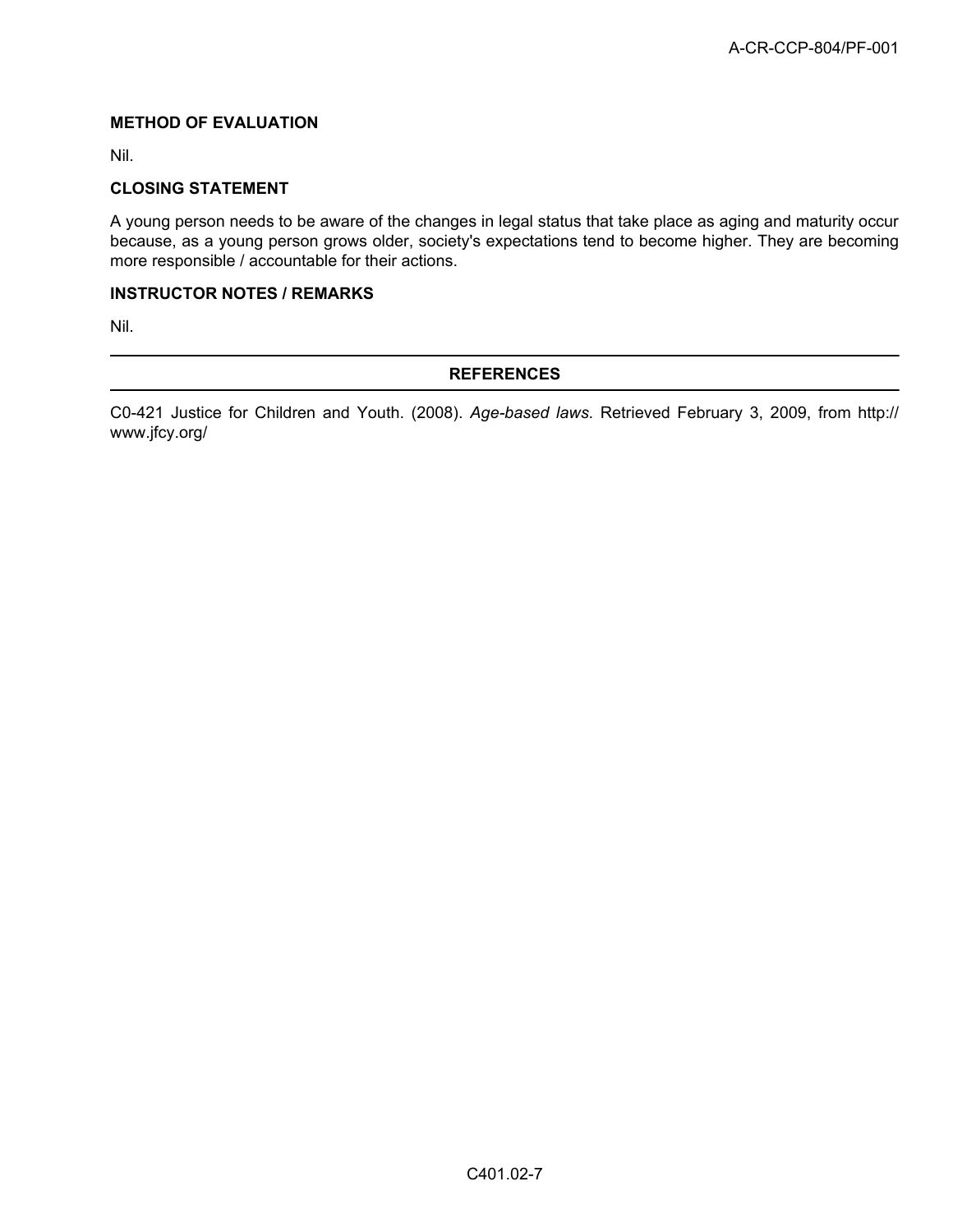**METHOD OF EVALUATION**

Nil.

**CLOSING STATEMENT**

A young person needs to be aware of the changes in legal status that take place as aging and maturity occur because, as a young person grows older, society's expectations tend to become higher. They are becoming more responsible / accountable for their actions.

**INSTRUCTOR NOTES / REMARKS**

Nil.

---

**REFERENCES**

---

C0-421 Justice for Children and Youth. (2008). *Age-based laws*. Retrieved February 3, 2009, from http://www.jfcy.org/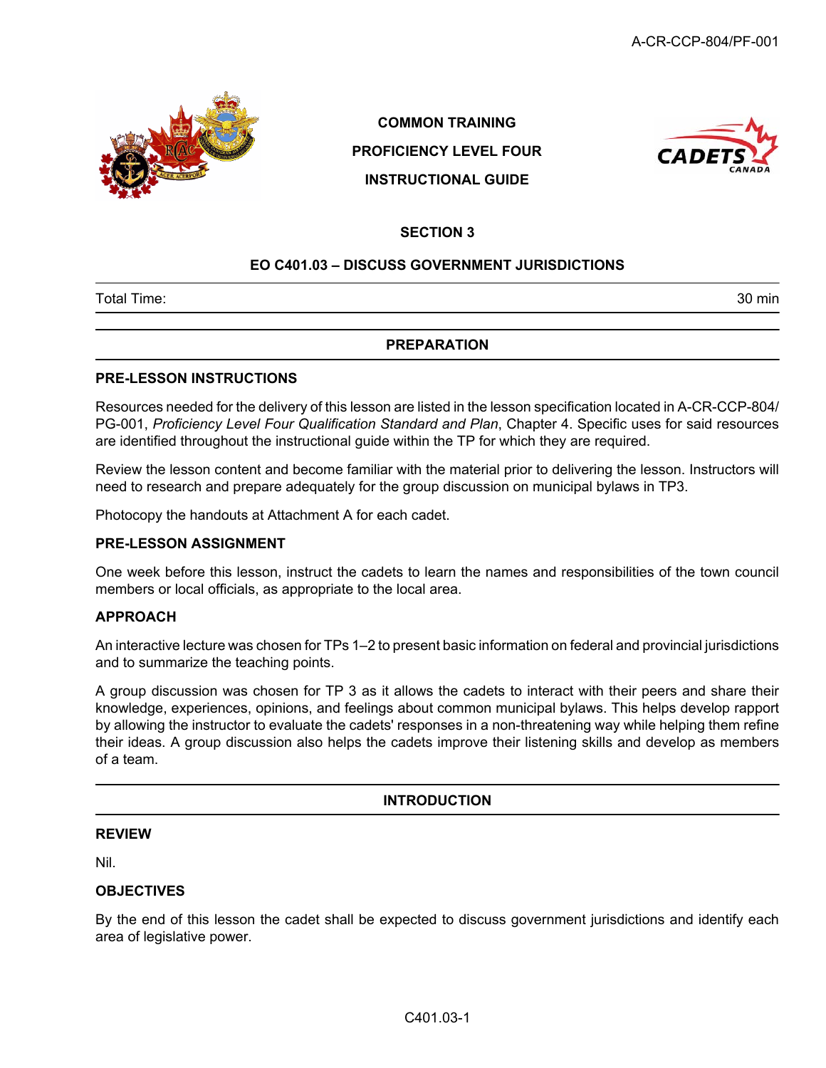**COMMON TRAINING**

**PROFICIENCY LEVEL FOUR**

**INSTRUCTIONAL GUIDE**

**SECTION 3**

**EO C401.03 – DISCUSS GOVERNMENT JURISDICTIONS**

| Total Time: | 30 min |
|---|---|

## PREPARATION

### PRE-LESSON INSTRUCTIONS

Resources needed for the delivery of this lesson are listed in the lesson specification located in A-CR-CCP-804/PG-001, *Proficiency Level Four Qualification Standard and Plan*, Chapter 4. Specific uses for said resources are identified throughout the instructional guide within the TP for which they are required.

Review the lesson content and become familiar with the material prior to delivering the lesson. Instructors will need to research and prepare adequately for the group discussion on municipal bylaws in TP3.

Photocopy the handouts at Attachment A for each cadet.

### PRE-LESSON ASSIGNMENT

One week before this lesson, instruct the cadets to learn the names and responsibilities of the town council members or local officials, as appropriate to the local area.

### APPROACH

An interactive lecture was chosen for TPs 1–2 to present basic information on federal and provincial jurisdictions and to summarize the teaching points.

A group discussion was chosen for TP 3 as it allows the cadets to interact with their peers and share their knowledge, experiences, opinions, and feelings about common municipal bylaws. This helps develop rapport by allowing the instructor to evaluate the cadets' responses in a non-threatening way while helping them refine their ideas. A group discussion also helps the cadets improve their listening skills and develop as members of a team.

## INTRODUCTION

### REVIEW

Nil.

### OBJECTIVES

By the end of this lesson the cadet shall be expected to discuss government jurisdictions and identify each area of legislative power.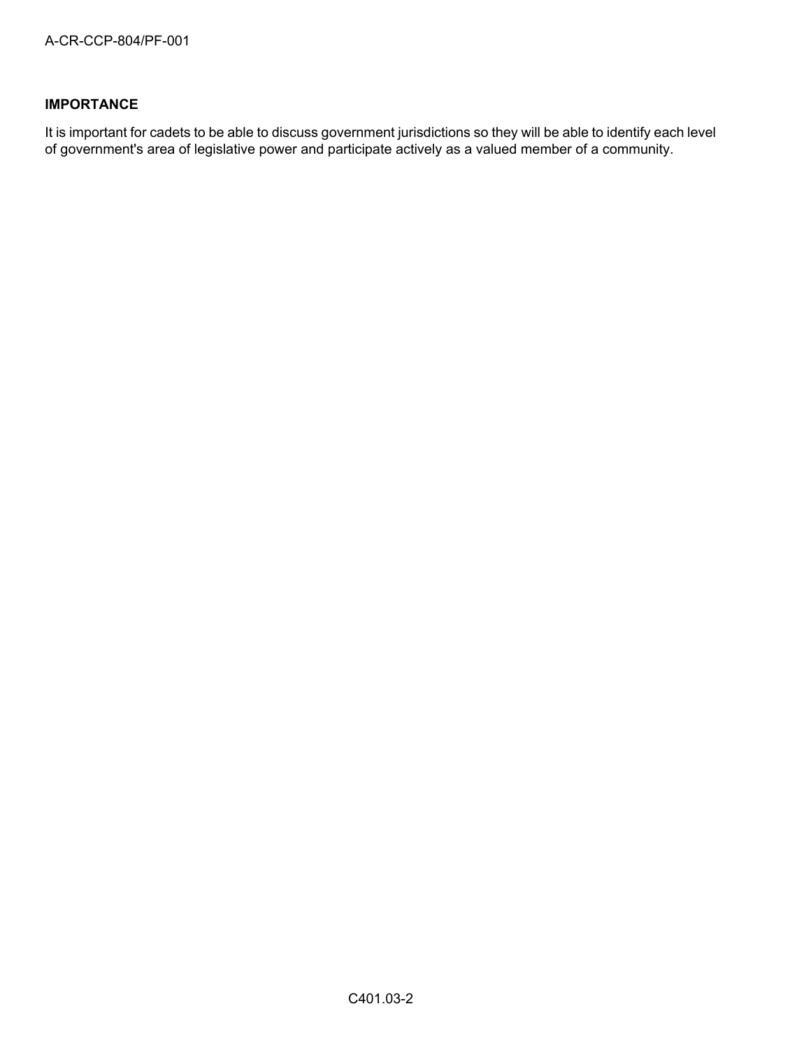**IMPORTANCE**

It is important for cadets to be able to discuss government jurisdictions so they will be able to identify each level of government's area of legislative power and participate actively as a valued member of a community.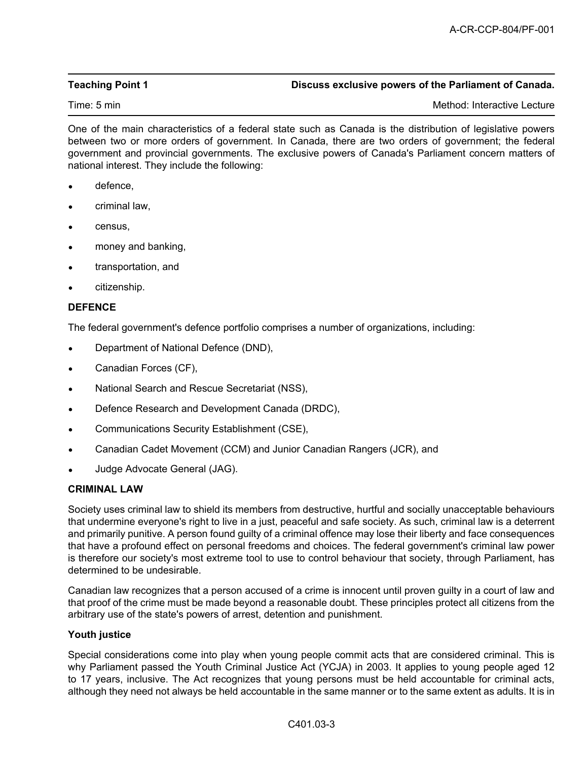**Teaching Point 1** **Discuss exclusive powers of the Parliament of Canada.**

Time: 5 min Method: Interactive Lecture

One of the main characteristics of a federal state such as Canada is the distribution of legislative powers between two or more orders of government. In Canada, there are two orders of government; the federal government and provincial governments. The exclusive powers of Canada's Parliament concern matters of national interest. They include the following:

- defence,
- criminal law,
- census,
- money and banking,
- transportation, and
- citizenship.

**DEFENCE**

The federal government's defence portfolio comprises a number of organizations, including:

- Department of National Defence (DND),
- Canadian Forces (CF),
- National Search and Rescue Secretariat (NSS),
- Defence Research and Development Canada (DRDC),
- Communications Security Establishment (CSE),
- Canadian Cadet Movement (CCM) and Junior Canadian Rangers (JCR), and
- Judge Advocate General (JAG).

**CRIMINAL LAW**

Society uses criminal law to shield its members from destructive, hurtful and socially unacceptable behaviours that undermine everyone's right to live in a just, peaceful and safe society. As such, criminal law is a deterrent and primarily punitive. A person found guilty of a criminal offence may lose their liberty and face consequences that have a profound effect on personal freedoms and choices. The federal government's criminal law power is therefore our society's most extreme tool to use to control behaviour that society, through Parliament, has determined to be undesirable.

Canadian law recognizes that a person accused of a crime is innocent until proven guilty in a court of law and that proof of the crime must be made beyond a reasonable doubt. These principles protect all citizens from the arbitrary use of the state's powers of arrest, detention and punishment.

**Youth justice**

Special considerations come into play when young people commit acts that are considered criminal. This is why Parliament passed the Youth Criminal Justice Act (YCJA) in 2003. It applies to young people aged 12 to 17 years, inclusive. The Act recognizes that young persons must be held accountable for criminal acts, although they need not always be held accountable in the same manner or to the same extent as adults. It is in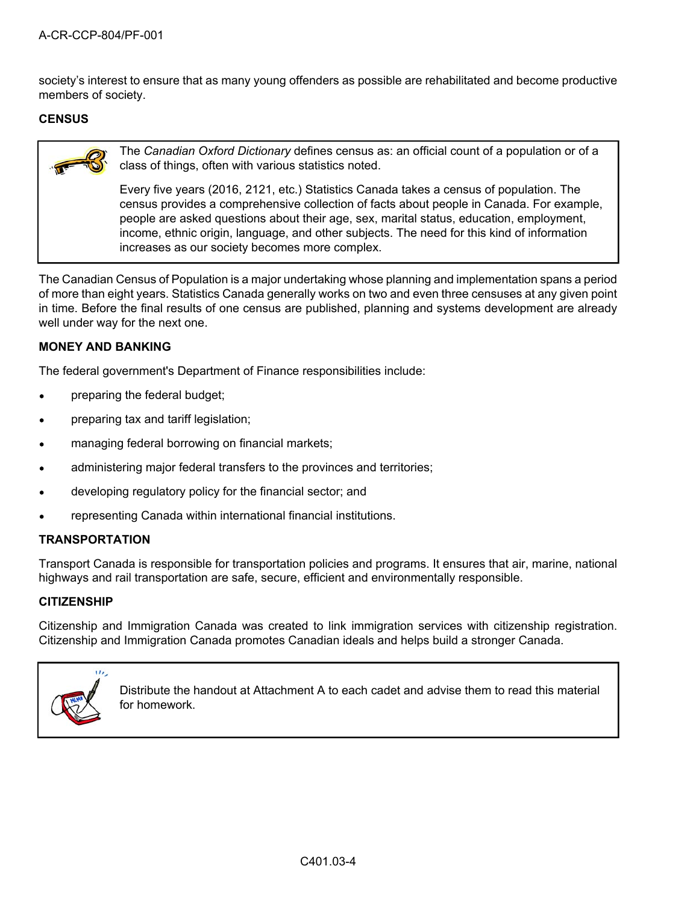society's interest to ensure that as many young offenders as possible are rehabilitated and become productive members of society.

**CENSUS**

> The *Canadian Oxford Dictionary* defines census as: an official count of a population or of a class of things, often with various statistics noted.
>
> Every five years (2016, 2121, etc.) Statistics Canada takes a census of population. The census provides a comprehensive collection of facts about people in Canada. For example, people are asked questions about their age, sex, marital status, education, employment, income, ethnic origin, language, and other subjects. The need for this kind of information increases as our society becomes more complex.

The Canadian Census of Population is a major undertaking whose planning and implementation spans a period of more than eight years. Statistics Canada generally works on two and even three censuses at any given point in time. Before the final results of one census are published, planning and systems development are already well under way for the next one.

**MONEY AND BANKING**

The federal government's Department of Finance responsibilities include:

- preparing the federal budget;
- preparing tax and tariff legislation;
- managing federal borrowing on financial markets;
- administering major federal transfers to the provinces and territories;
- developing regulatory policy for the financial sector; and
- representing Canada within international financial institutions.

**TRANSPORTATION**

Transport Canada is responsible for transportation policies and programs. It ensures that air, marine, national highways and rail transportation are safe, secure, efficient and environmentally responsible.

**CITIZENSHIP**

Citizenship and Immigration Canada was created to link immigration services with citizenship registration. Citizenship and Immigration Canada promotes Canadian ideals and helps build a stronger Canada.

> Distribute the handout at Attachment A to each cadet and advise them to read this material for homework.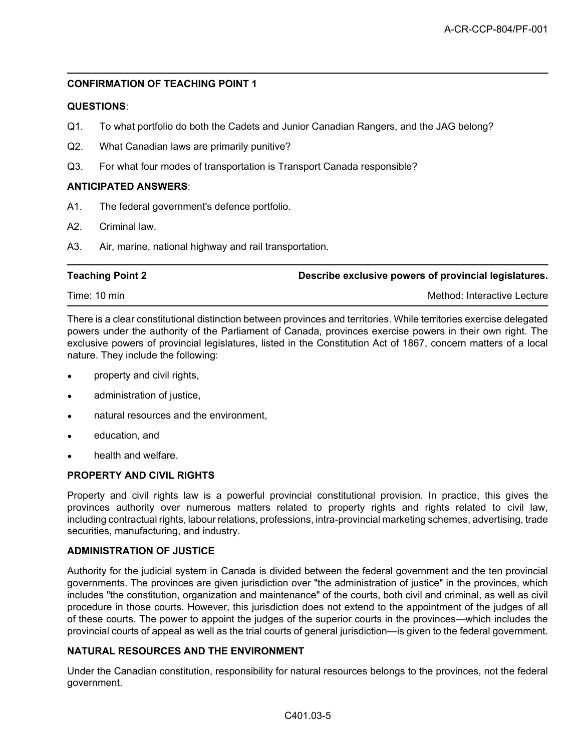**CONFIRMATION OF TEACHING POINT 1**

**QUESTIONS**:

Q1. To what portfolio do both the Cadets and Junior Canadian Rangers, and the JAG belong?

Q2. What Canadian laws are primarily punitive?

Q3. For what four modes of transportation is Transport Canada responsible?

**ANTICIPATED ANSWERS**:

A1. The federal government's defence portfolio.

A2. Criminal law.

A3. Air, marine, national highway and rail transportation.

| **Teaching Point 2** | **Describe exclusive powers of provincial legislatures.** |
|---|---|
| Time: 10 min | Method: Interactive Lecture |

There is a clear constitutional distinction between provinces and territories. While territories exercise delegated powers under the authority of the Parliament of Canada, provinces exercise powers in their own right. The exclusive powers of provincial legislatures, listed in the Constitution Act of 1867, concern matters of a local nature. They include the following:

- property and civil rights,
- administration of justice,
- natural resources and the environment,
- education, and
- health and welfare.

**PROPERTY AND CIVIL RIGHTS**

Property and civil rights law is a powerful provincial constitutional provision. In practice, this gives the provinces authority over numerous matters related to property rights and rights related to civil law, including contractual rights, labour relations, professions, intra-provincial marketing schemes, advertising, trade securities, manufacturing, and industry.

**ADMINISTRATION OF JUSTICE**

Authority for the judicial system in Canada is divided between the federal government and the ten provincial governments. The provinces are given jurisdiction over "the administration of justice" in the provinces, which includes "the constitution, organization and maintenance" of the courts, both civil and criminal, as well as civil procedure in those courts. However, this jurisdiction does not extend to the appointment of the judges of all of these courts. The power to appoint the judges of the superior courts in the provinces—which includes the provincial courts of appeal as well as the trial courts of general jurisdiction—is given to the federal government.

**NATURAL RESOURCES AND THE ENVIRONMENT**

Under the Canadian constitution, responsibility for natural resources belongs to the provinces, not the federal government.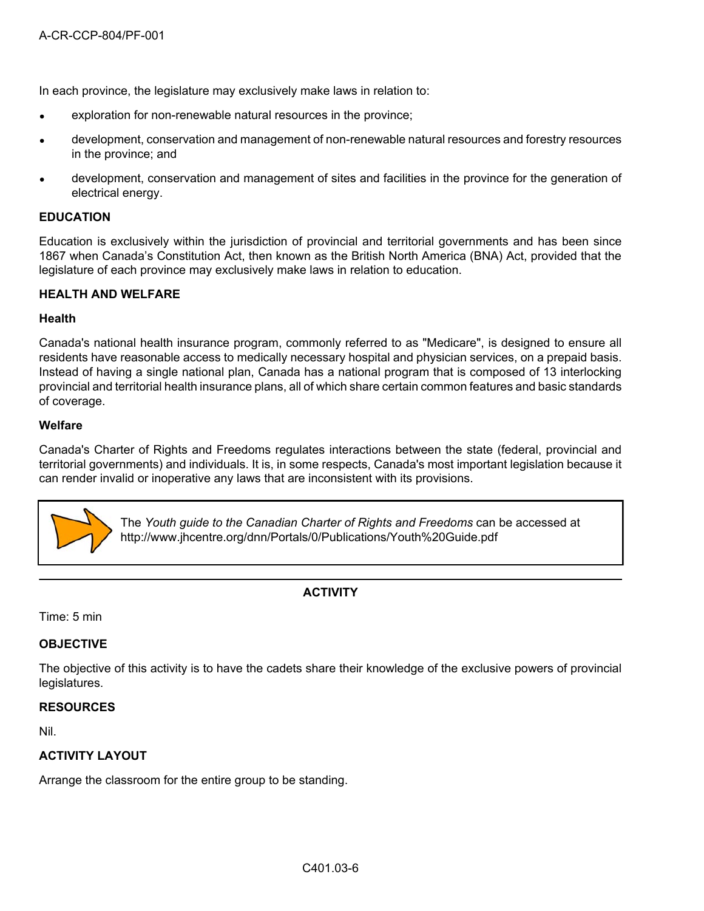In each province, the legislature may exclusively make laws in relation to:

- exploration for non-renewable natural resources in the province;
- development, conservation and management of non-renewable natural resources and forestry resources in the province; and
- development, conservation and management of sites and facilities in the province for the generation of electrical energy.

### EDUCATION

Education is exclusively within the jurisdiction of provincial and territorial governments and has been since 1867 when Canada's Constitution Act, then known as the British North America (BNA) Act, provided that the legislature of each province may exclusively make laws in relation to education.

### HEALTH AND WELFARE

#### Health

Canada's national health insurance program, commonly referred to as "Medicare", is designed to ensure all residents have reasonable access to medically necessary hospital and physician services, on a prepaid basis. Instead of having a single national plan, Canada has a national program that is composed of 13 interlocking provincial and territorial health insurance plans, all of which share certain common features and basic standards of coverage.

#### Welfare

Canada's Charter of Rights and Freedoms regulates interactions between the state (federal, provincial and territorial governments) and individuals. It is, in some respects, Canada's most important legislation because it can render invalid or inoperative any laws that are inconsistent with its provisions.

> The *Youth guide to the Canadian Charter of Rights and Freedoms* can be accessed at http://www.jhcentre.org/dnn/Portals/0/Publications/Youth%20Guide.pdf

---

## ACTIVITY

Time: 5 min

### OBJECTIVE

The objective of this activity is to have the cadets share their knowledge of the exclusive powers of provincial legislatures.

### RESOURCES

Nil.

### ACTIVITY LAYOUT

Arrange the classroom for the entire group to be standing.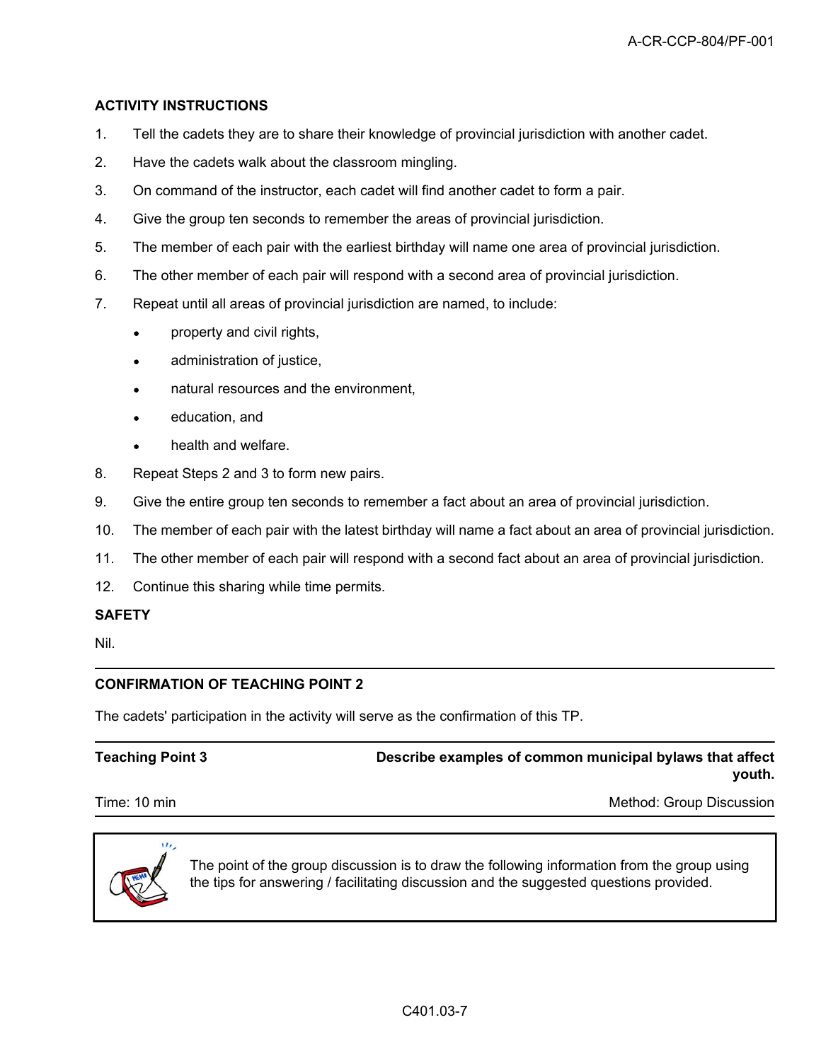**ACTIVITY INSTRUCTIONS**

1. Tell the cadets they are to share their knowledge of provincial jurisdiction with another cadet.
2. Have the cadets walk about the classroom mingling.
3. On command of the instructor, each cadet will find another cadet to form a pair.
4. Give the group ten seconds to remember the areas of provincial jurisdiction.
5. The member of each pair with the earliest birthday will name one area of provincial jurisdiction.
6. The other member of each pair will respond with a second area of provincial jurisdiction.
7. Repeat until all areas of provincial jurisdiction are named, to include:
   - property and civil rights,
   - administration of justice,
   - natural resources and the environment,
   - education, and
   - health and welfare.
8. Repeat Steps 2 and 3 to form new pairs.
9. Give the entire group ten seconds to remember a fact about an area of provincial jurisdiction.
10. The member of each pair with the latest birthday will name a fact about an area of provincial jurisdiction.
11. The other member of each pair will respond with a second fact about an area of provincial jurisdiction.
12. Continue this sharing while time permits.

**SAFETY**

Nil.

---

**CONFIRMATION OF TEACHING POINT 2**

The cadets' participation in the activity will serve as the confirmation of this TP.

---

**Teaching Point 3** — **Describe examples of common municipal bylaws that affect youth.**

Time: 10 min — Method: Group Discussion

---

> The point of the group discussion is to draw the following information from the group using the tips for answering / facilitating discussion and the suggested questions provided.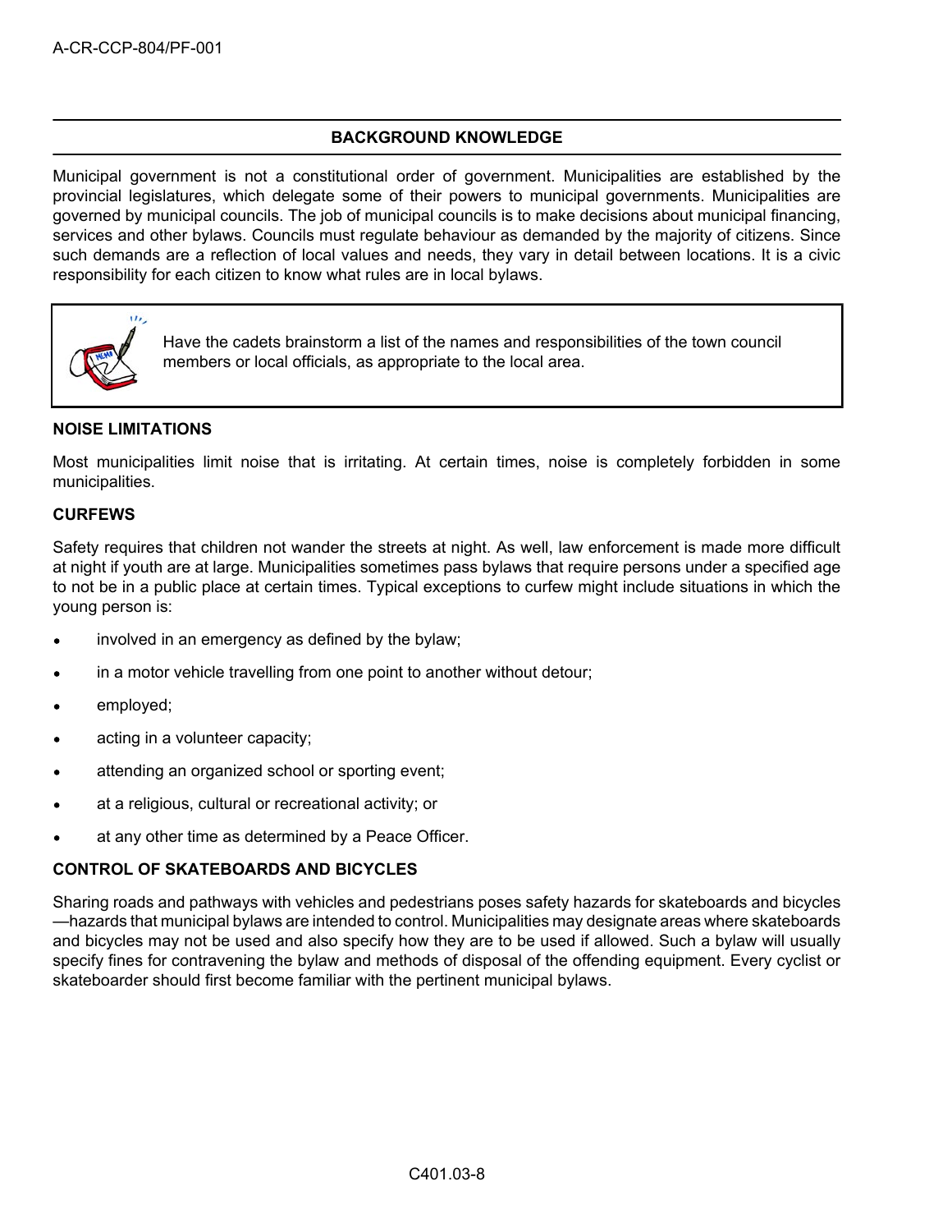## BACKGROUND KNOWLEDGE

Municipal government is not a constitutional order of government. Municipalities are established by the provincial legislatures, which delegate some of their powers to municipal governments. Municipalities are governed by municipal councils. The job of municipal councils is to make decisions about municipal financing, services and other bylaws. Councils must regulate behaviour as demanded by the majority of citizens. Since such demands are a reflection of local values and needs, they vary in detail between locations. It is a civic responsibility for each citizen to know what rules are in local bylaws.

> Have the cadets brainstorm a list of the names and responsibilities of the town council members or local officials, as appropriate to the local area.

### NOISE LIMITATIONS

Most municipalities limit noise that is irritating. At certain times, noise is completely forbidden in some municipalities.

### CURFEWS

Safety requires that children not wander the streets at night. As well, law enforcement is made more difficult at night if youth are at large. Municipalities sometimes pass bylaws that require persons under a specified age to not be in a public place at certain times. Typical exceptions to curfew might include situations in which the young person is:

- involved in an emergency as defined by the bylaw;
- in a motor vehicle travelling from one point to another without detour;
- employed;
- acting in a volunteer capacity;
- attending an organized school or sporting event;
- at a religious, cultural or recreational activity; or
- at any other time as determined by a Peace Officer.

### CONTROL OF SKATEBOARDS AND BICYCLES

Sharing roads and pathways with vehicles and pedestrians poses safety hazards for skateboards and bicycles —hazards that municipal bylaws are intended to control. Municipalities may designate areas where skateboards and bicycles may not be used and also specify how they are to be used if allowed. Such a bylaw will usually specify fines for contravening the bylaw and methods of disposal of the offending equipment. Every cyclist or skateboarder should first become familiar with the pertinent municipal bylaws.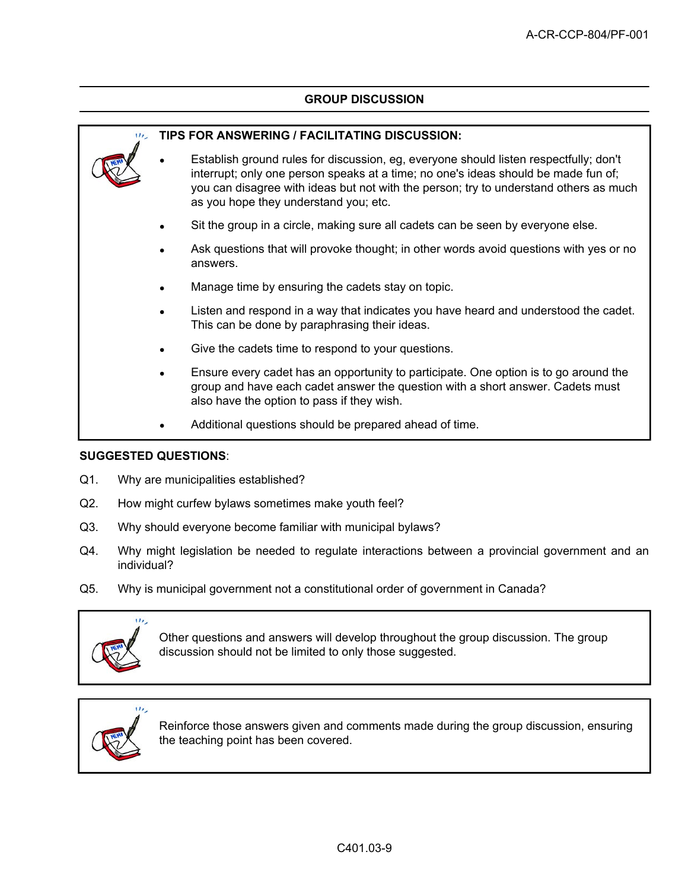## GROUP DISCUSSION

**TIPS FOR ANSWERING / FACILITATING DISCUSSION:**

- Establish ground rules for discussion, eg, everyone should listen respectfully; don't interrupt; only one person speaks at a time; no one's ideas should be made fun of; you can disagree with ideas but not with the person; try to understand others as much as you hope they understand you; etc.
- Sit the group in a circle, making sure all cadets can be seen by everyone else.
- Ask questions that will provoke thought; in other words avoid questions with yes or no answers.
- Manage time by ensuring the cadets stay on topic.
- Listen and respond in a way that indicates you have heard and understood the cadet. This can be done by paraphrasing their ideas.
- Give the cadets time to respond to your questions.
- Ensure every cadet has an opportunity to participate. One option is to go around the group and have each cadet answer the question with a short answer. Cadets must also have the option to pass if they wish.
- Additional questions should be prepared ahead of time.

**SUGGESTED QUESTIONS**:

Q1. Why are municipalities established?

Q2. How might curfew bylaws sometimes make youth feel?

Q3. Why should everyone become familiar with municipal bylaws?

Q4. Why might legislation be needed to regulate interactions between a provincial government and an individual?

Q5. Why is municipal government not a constitutional order of government in Canada?

Other questions and answers will develop throughout the group discussion. The group discussion should not be limited to only those suggested.

Reinforce those answers given and comments made during the group discussion, ensuring the teaching point has been covered.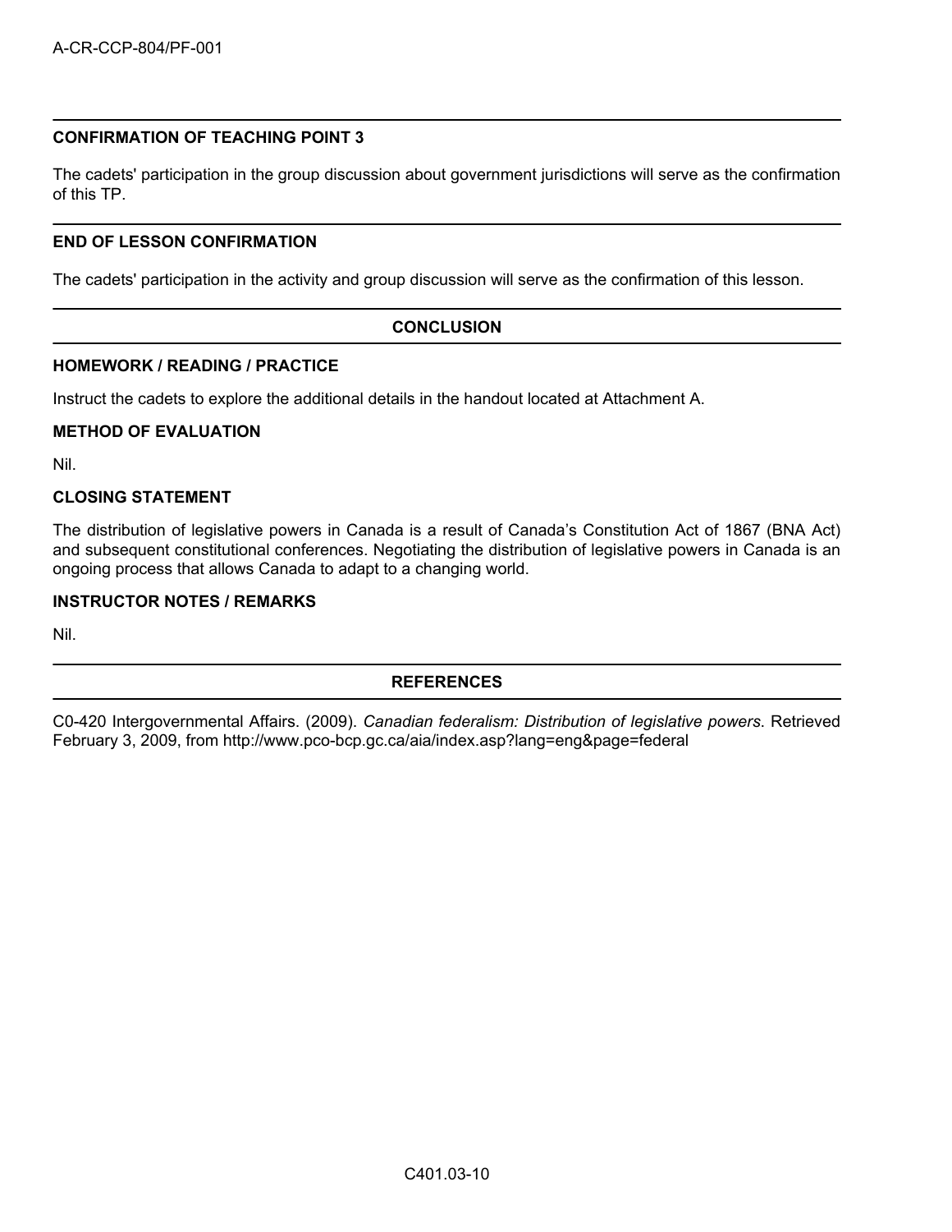### CONFIRMATION OF TEACHING POINT 3

The cadets' participation in the group discussion about government jurisdictions will serve as the confirmation of this TP.

### END OF LESSON CONFIRMATION

The cadets' participation in the activity and group discussion will serve as the confirmation of this lesson.

## CONCLUSION

### HOMEWORK / READING / PRACTICE

Instruct the cadets to explore the additional details in the handout located at Attachment A.

### METHOD OF EVALUATION

Nil.

### CLOSING STATEMENT

The distribution of legislative powers in Canada is a result of Canada's Constitution Act of 1867 (BNA Act) and subsequent constitutional conferences. Negotiating the distribution of legislative powers in Canada is an ongoing process that allows Canada to adapt to a changing world.

### INSTRUCTOR NOTES / REMARKS

Nil.

## REFERENCES

C0-420 Intergovernmental Affairs. (2009). *Canadian federalism: Distribution of legislative powers*. Retrieved February 3, 2009, from http://www.pco-bcp.gc.ca/aia/index.asp?lang=eng&page=federal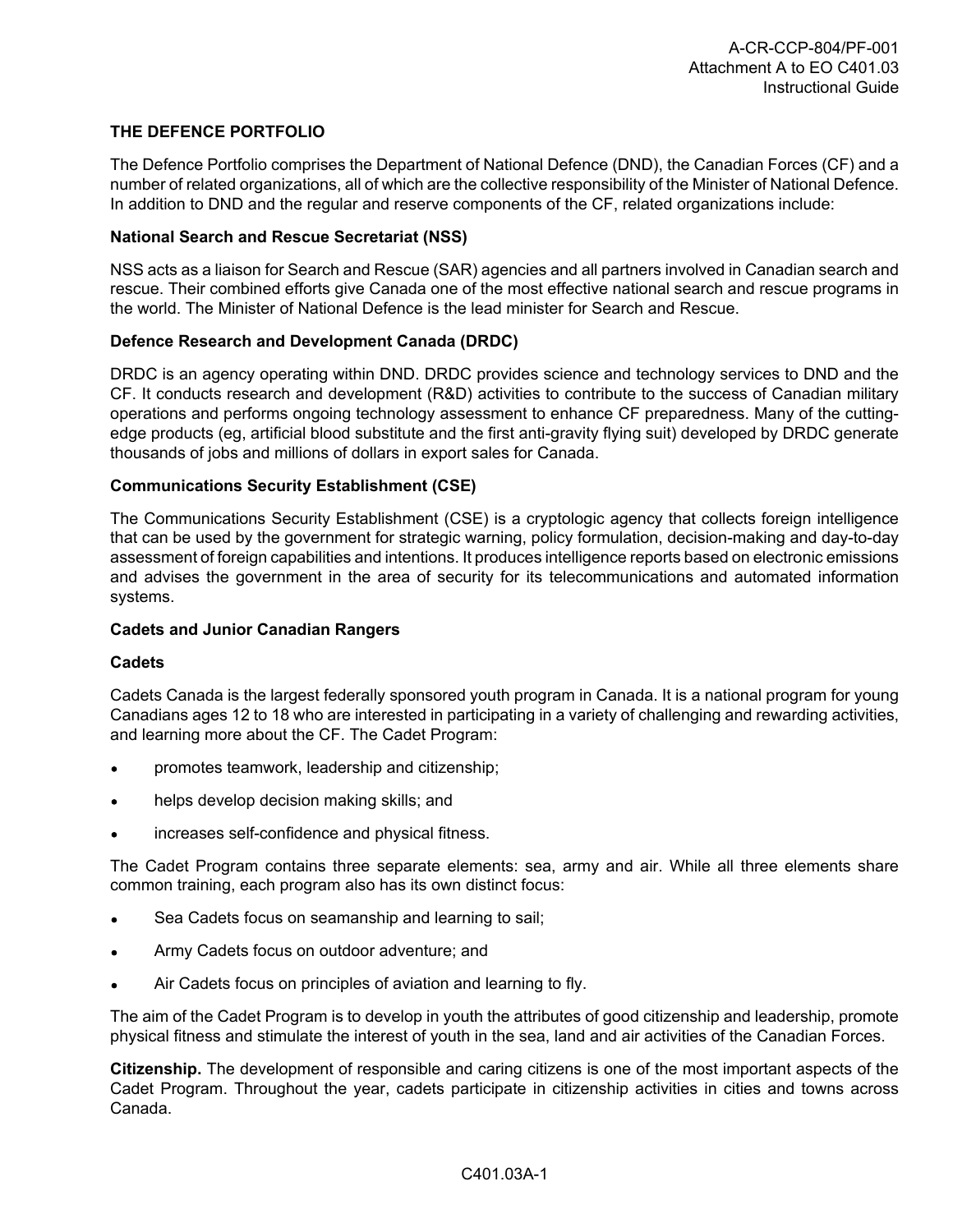## THE DEFENCE PORTFOLIO

The Defence Portfolio comprises the Department of National Defence (DND), the Canadian Forces (CF) and a number of related organizations, all of which are the collective responsibility of the Minister of National Defence. In addition to DND and the regular and reserve components of the CF, related organizations include:

### National Search and Rescue Secretariat (NSS)

NSS acts as a liaison for Search and Rescue (SAR) agencies and all partners involved in Canadian search and rescue. Their combined efforts give Canada one of the most effective national search and rescue programs in the world. The Minister of National Defence is the lead minister for Search and Rescue.

### Defence Research and Development Canada (DRDC)

DRDC is an agency operating within DND. DRDC provides science and technology services to DND and the CF. It conducts research and development (R&D) activities to contribute to the success of Canadian military operations and performs ongoing technology assessment to enhance CF preparedness. Many of the cutting-edge products (eg, artificial blood substitute and the first anti-gravity flying suit) developed by DRDC generate thousands of jobs and millions of dollars in export sales for Canada.

### Communications Security Establishment (CSE)

The Communications Security Establishment (CSE) is a cryptologic agency that collects foreign intelligence that can be used by the government for strategic warning, policy formulation, decision-making and day-to-day assessment of foreign capabilities and intentions. It produces intelligence reports based on electronic emissions and advises the government in the area of security for its telecommunications and automated information systems.

### Cadets and Junior Canadian Rangers

#### Cadets

Cadets Canada is the largest federally sponsored youth program in Canada. It is a national program for young Canadians ages 12 to 18 who are interested in participating in a variety of challenging and rewarding activities, and learning more about the CF. The Cadet Program:

- promotes teamwork, leadership and citizenship;
- helps develop decision making skills; and
- increases self-confidence and physical fitness.

The Cadet Program contains three separate elements: sea, army and air. While all three elements share common training, each program also has its own distinct focus:

- Sea Cadets focus on seamanship and learning to sail;
- Army Cadets focus on outdoor adventure; and
- Air Cadets focus on principles of aviation and learning to fly.

The aim of the Cadet Program is to develop in youth the attributes of good citizenship and leadership, promote physical fitness and stimulate the interest of youth in the sea, land and air activities of the Canadian Forces.

**Citizenship.** The development of responsible and caring citizens is one of the most important aspects of the Cadet Program. Throughout the year, cadets participate in citizenship activities in cities and towns across Canada.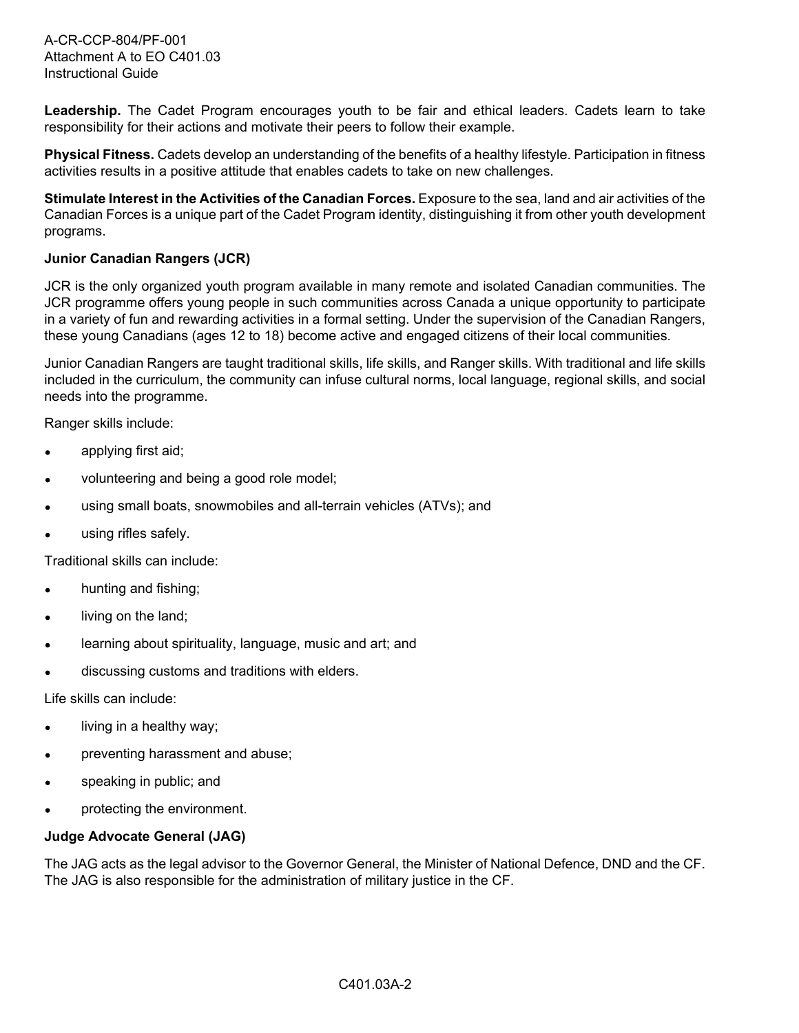**Leadership.** The Cadet Program encourages youth to be fair and ethical leaders. Cadets learn to take responsibility for their actions and motivate their peers to follow their example.

**Physical Fitness.** Cadets develop an understanding of the benefits of a healthy lifestyle. Participation in fitness activities results in a positive attitude that enables cadets to take on new challenges.

**Stimulate Interest in the Activities of the Canadian Forces.** Exposure to the sea, land and air activities of the Canadian Forces is a unique part of the Cadet Program identity, distinguishing it from other youth development programs.

**Junior Canadian Rangers (JCR)**

JCR is the only organized youth program available in many remote and isolated Canadian communities. The JCR programme offers young people in such communities across Canada a unique opportunity to participate in a variety of fun and rewarding activities in a formal setting. Under the supervision of the Canadian Rangers, these young Canadians (ages 12 to 18) become active and engaged citizens of their local communities.

Junior Canadian Rangers are taught traditional skills, life skills, and Ranger skills. With traditional and life skills included in the curriculum, the community can infuse cultural norms, local language, regional skills, and social needs into the programme.

Ranger skills include:

- applying first aid;
- volunteering and being a good role model;
- using small boats, snowmobiles and all-terrain vehicles (ATVs); and
- using rifles safely.

Traditional skills can include:

- hunting and fishing;
- living on the land;
- learning about spirituality, language, music and art; and
- discussing customs and traditions with elders.

Life skills can include:

- living in a healthy way;
- preventing harassment and abuse;
- speaking in public; and
- protecting the environment.

**Judge Advocate General (JAG)**

The JAG acts as the legal advisor to the Governor General, the Minister of National Defence, DND and the CF. The JAG is also responsible for the administration of military justice in the CF.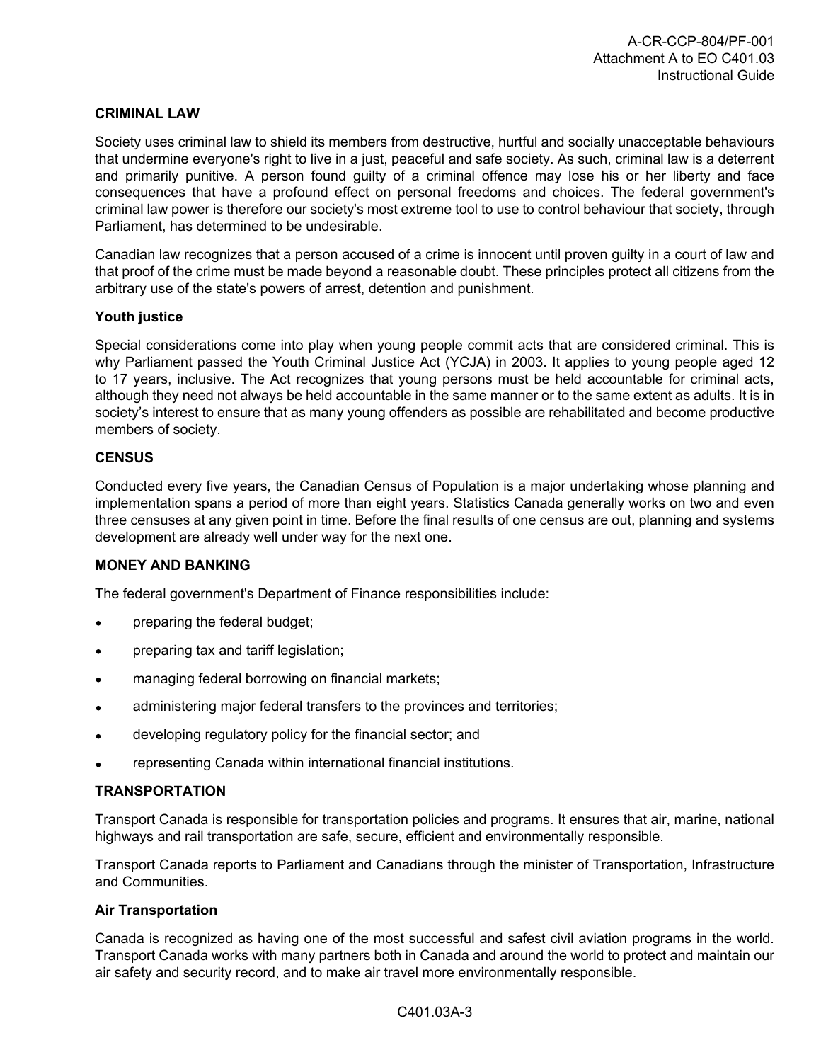## CRIMINAL LAW

Society uses criminal law to shield its members from destructive, hurtful and socially unacceptable behaviours that undermine everyone's right to live in a just, peaceful and safe society. As such, criminal law is a deterrent and primarily punitive. A person found guilty of a criminal offence may lose his or her liberty and face consequences that have a profound effect on personal freedoms and choices. The federal government's criminal law power is therefore our society's most extreme tool to use to control behaviour that society, through Parliament, has determined to be undesirable.

Canadian law recognizes that a person accused of a crime is innocent until proven guilty in a court of law and that proof of the crime must be made beyond a reasonable doubt. These principles protect all citizens from the arbitrary use of the state's powers of arrest, detention and punishment.

### Youth justice

Special considerations come into play when young people commit acts that are considered criminal. This is why Parliament passed the Youth Criminal Justice Act (YCJA) in 2003. It applies to young people aged 12 to 17 years, inclusive. The Act recognizes that young persons must be held accountable for criminal acts, although they need not always be held accountable in the same manner or to the same extent as adults. It is in society's interest to ensure that as many young offenders as possible are rehabilitated and become productive members of society.

## CENSUS

Conducted every five years, the Canadian Census of Population is a major undertaking whose planning and implementation spans a period of more than eight years. Statistics Canada generally works on two and even three censuses at any given point in time. Before the final results of one census are out, planning and systems development are already well under way for the next one.

## MONEY AND BANKING

The federal government's Department of Finance responsibilities include:

- preparing the federal budget;
- preparing tax and tariff legislation;
- managing federal borrowing on financial markets;
- administering major federal transfers to the provinces and territories;
- developing regulatory policy for the financial sector; and
- representing Canada within international financial institutions.

## TRANSPORTATION

Transport Canada is responsible for transportation policies and programs. It ensures that air, marine, national highways and rail transportation are safe, secure, efficient and environmentally responsible.

Transport Canada reports to Parliament and Canadians through the minister of Transportation, Infrastructure and Communities.

### Air Transportation

Canada is recognized as having one of the most successful and safest civil aviation programs in the world. Transport Canada works with many partners both in Canada and around the world to protect and maintain our air safety and security record, and to make air travel more environmentally responsible.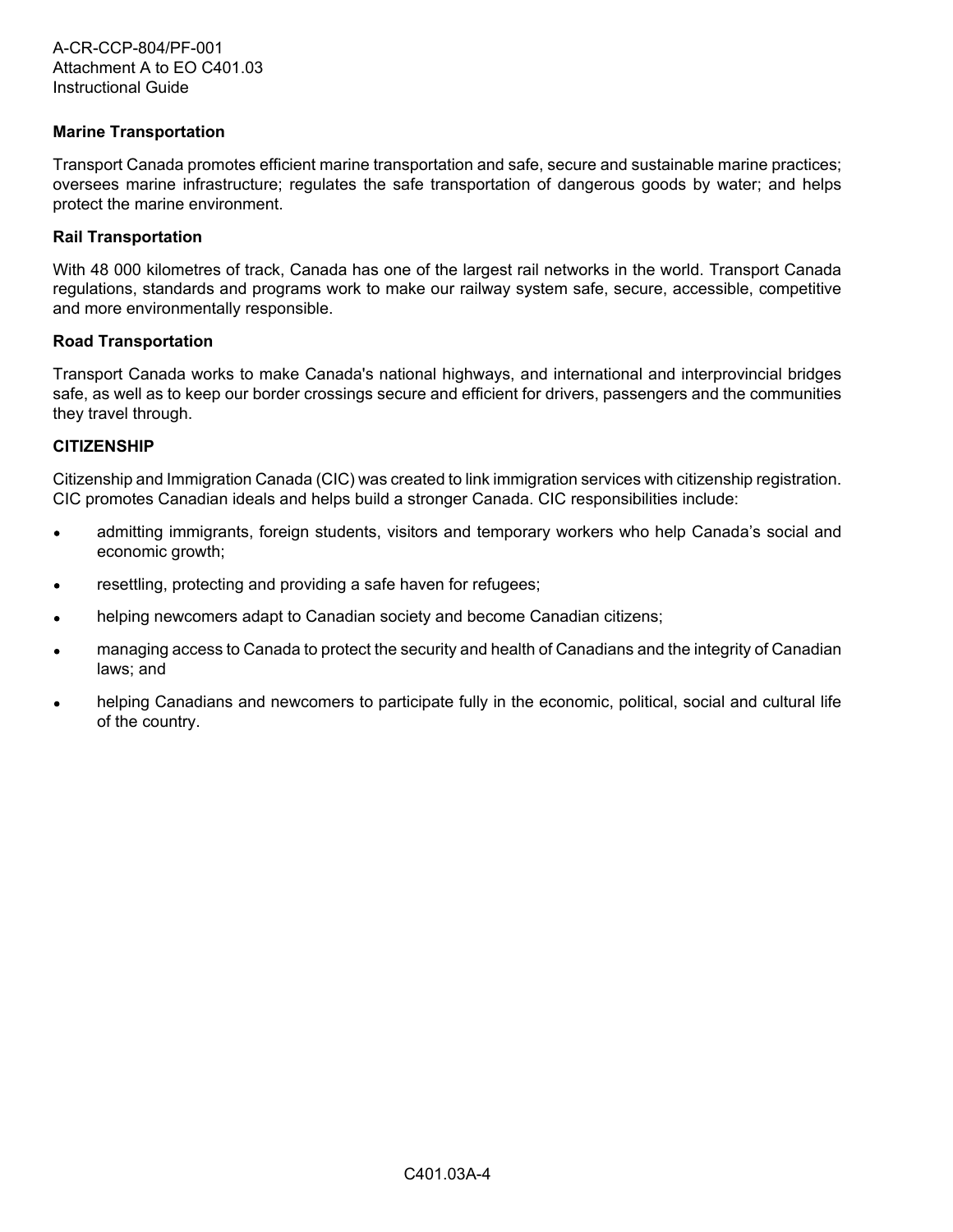**Marine Transportation**

Transport Canada promotes efficient marine transportation and safe, secure and sustainable marine practices; oversees marine infrastructure; regulates the safe transportation of dangerous goods by water; and helps protect the marine environment.

**Rail Transportation**

With 48 000 kilometres of track, Canada has one of the largest rail networks in the world. Transport Canada regulations, standards and programs work to make our railway system safe, secure, accessible, competitive and more environmentally responsible.

**Road Transportation**

Transport Canada works to make Canada's national highways, and international and interprovincial bridges safe, as well as to keep our border crossings secure and efficient for drivers, passengers and the communities they travel through.

**CITIZENSHIP**

Citizenship and Immigration Canada (CIC) was created to link immigration services with citizenship registration. CIC promotes Canadian ideals and helps build a stronger Canada. CIC responsibilities include:

- admitting immigrants, foreign students, visitors and temporary workers who help Canada's social and economic growth;
- resettling, protecting and providing a safe haven for refugees;
- helping newcomers adapt to Canadian society and become Canadian citizens;
- managing access to Canada to protect the security and health of Canadians and the integrity of Canadian laws; and
- helping Canadians and newcomers to participate fully in the economic, political, social and cultural life of the country.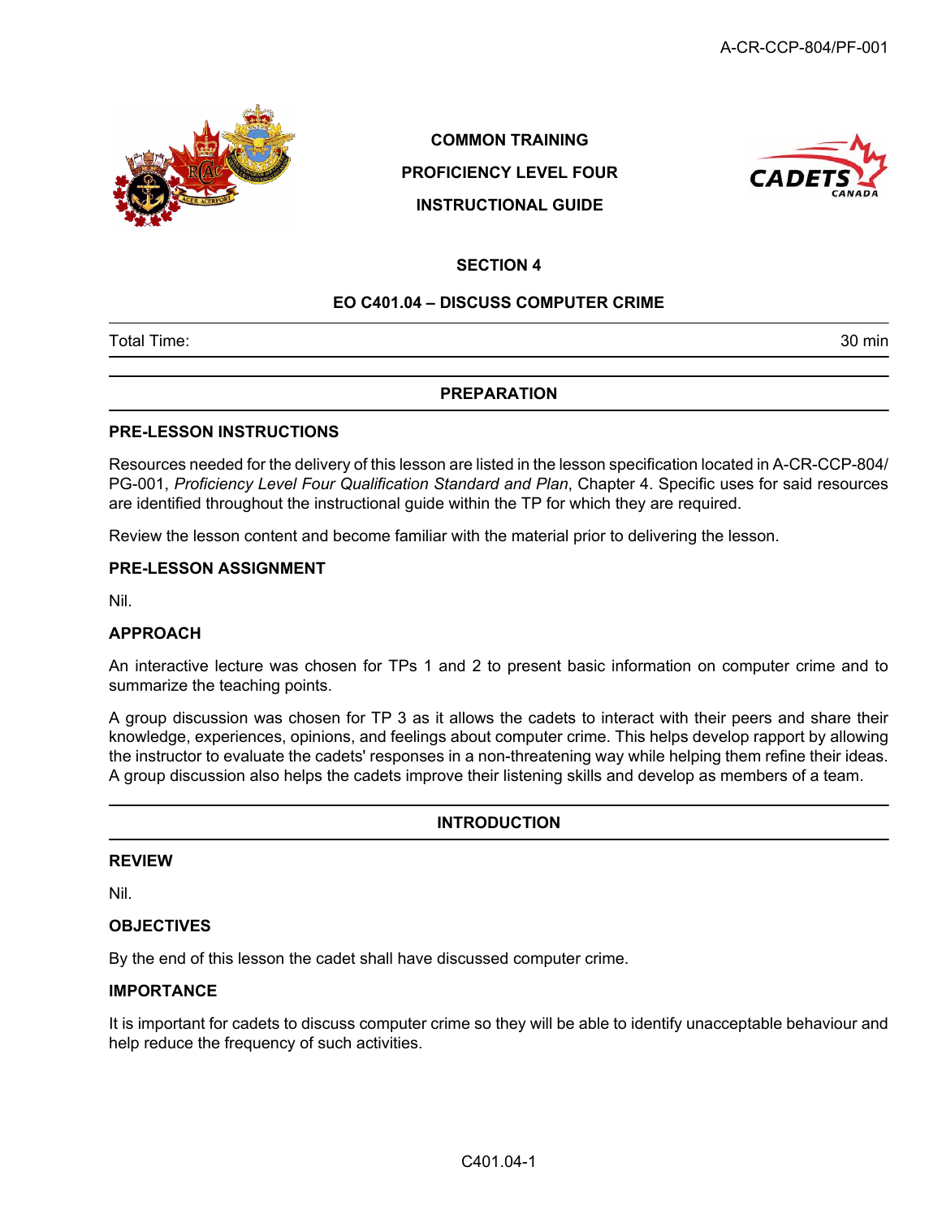COMMON TRAINING

PROFICIENCY LEVEL FOUR

INSTRUCTIONAL GUIDE

## SECTION 4

## EO C401.04 – DISCUSS COMPUTER CRIME

| Total Time: | 30 min |
|---|---|

## PREPARATION

### PRE-LESSON INSTRUCTIONS

Resources needed for the delivery of this lesson are listed in the lesson specification located in A-CR-CCP-804/PG-001, *Proficiency Level Four Qualification Standard and Plan*, Chapter 4. Specific uses for said resources are identified throughout the instructional guide within the TP for which they are required.

Review the lesson content and become familiar with the material prior to delivering the lesson.

### PRE-LESSON ASSIGNMENT

Nil.

### APPROACH

An interactive lecture was chosen for TPs 1 and 2 to present basic information on computer crime and to summarize the teaching points.

A group discussion was chosen for TP 3 as it allows the cadets to interact with their peers and share their knowledge, experiences, opinions, and feelings about computer crime. This helps develop rapport by allowing the instructor to evaluate the cadets' responses in a non-threatening way while helping them refine their ideas. A group discussion also helps the cadets improve their listening skills and develop as members of a team.

## INTRODUCTION

### REVIEW

Nil.

### OBJECTIVES

By the end of this lesson the cadet shall have discussed computer crime.

### IMPORTANCE

It is important for cadets to discuss computer crime so they will be able to identify unacceptable behaviour and help reduce the frequency of such activities.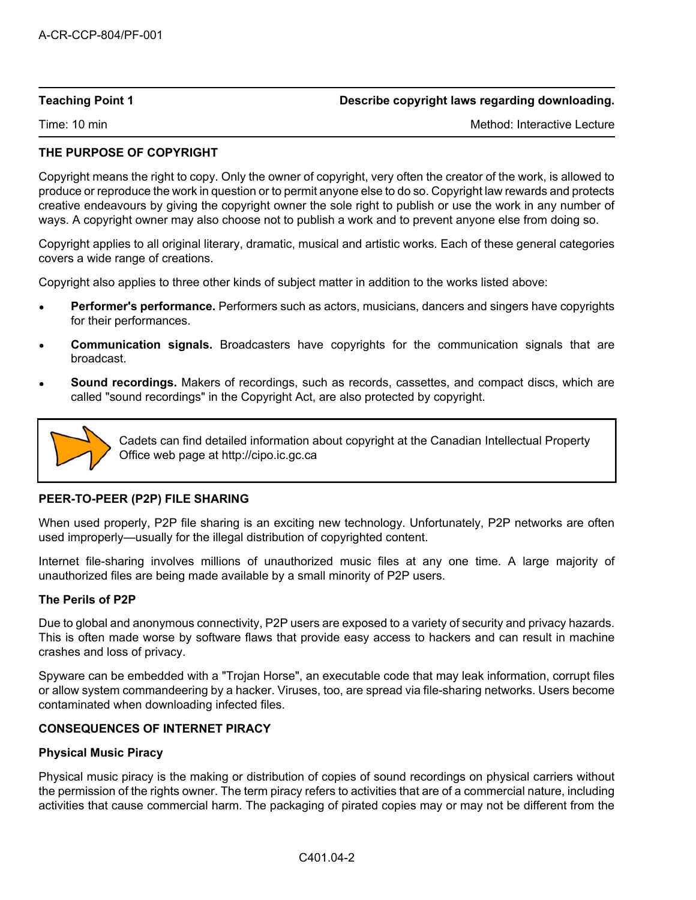**Teaching Point 1** — **Describe copyright laws regarding downloading.**

Time: 10 min — Method: Interactive Lecture

**THE PURPOSE OF COPYRIGHT**

Copyright means the right to copy. Only the owner of copyright, very often the creator of the work, is allowed to produce or reproduce the work in question or to permit anyone else to do so. Copyright law rewards and protects creative endeavours by giving the copyright owner the sole right to publish or use the work in any number of ways. A copyright owner may also choose not to publish a work and to prevent anyone else from doing so.

Copyright applies to all original literary, dramatic, musical and artistic works. Each of these general categories covers a wide range of creations.

Copyright also applies to three other kinds of subject matter in addition to the works listed above:

- **Performer's performance.** Performers such as actors, musicians, dancers and singers have copyrights for their performances.
- **Communication signals.** Broadcasters have copyrights for the communication signals that are broadcast.
- **Sound recordings.** Makers of recordings, such as records, cassettes, and compact discs, which are called "sound recordings" in the Copyright Act, are also protected by copyright.

> Cadets can find detailed information about copyright at the Canadian Intellectual Property Office web page at http://cipo.ic.gc.ca

**PEER-TO-PEER (P2P) FILE SHARING**

When used properly, P2P file sharing is an exciting new technology. Unfortunately, P2P networks are often used improperly—usually for the illegal distribution of copyrighted content.

Internet file-sharing involves millions of unauthorized music files at any one time. A large majority of unauthorized files are being made available by a small minority of P2P users.

**The Perils of P2P**

Due to global and anonymous connectivity, P2P users are exposed to a variety of security and privacy hazards. This is often made worse by software flaws that provide easy access to hackers and can result in machine crashes and loss of privacy.

Spyware can be embedded with a "Trojan Horse", an executable code that may leak information, corrupt files or allow system commandeering by a hacker. Viruses, too, are spread via file-sharing networks. Users become contaminated when downloading infected files.

**CONSEQUENCES OF INTERNET PIRACY**

**Physical Music Piracy**

Physical music piracy is the making or distribution of copies of sound recordings on physical carriers without the permission of the rights owner. The term piracy refers to activities that are of a commercial nature, including activities that cause commercial harm. The packaging of pirated copies may or may not be different from the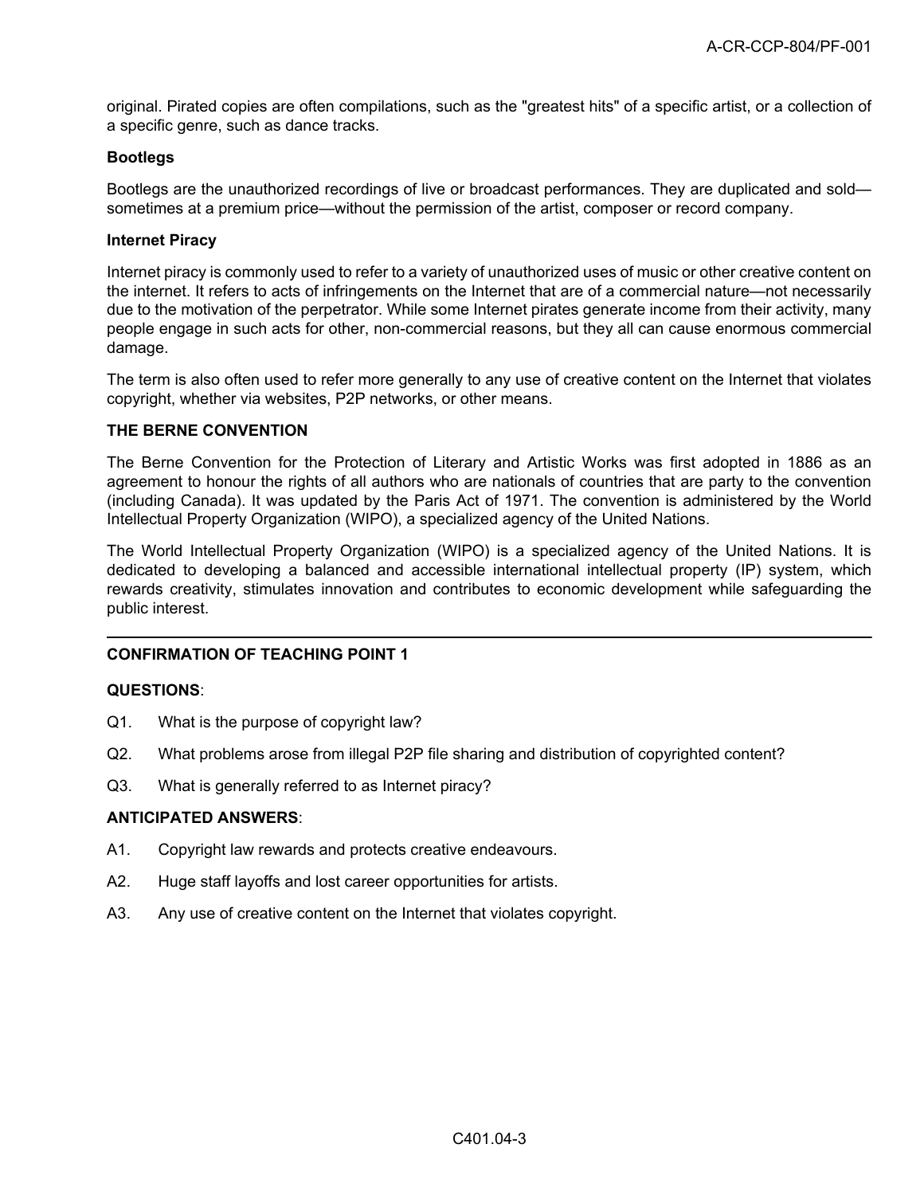original. Pirated copies are often compilations, such as the "greatest hits" of a specific artist, or a collection of a specific genre, such as dance tracks.

**Bootlegs**

Bootlegs are the unauthorized recordings of live or broadcast performances. They are duplicated and sold—sometimes at a premium price—without the permission of the artist, composer or record company.

**Internet Piracy**

Internet piracy is commonly used to refer to a variety of unauthorized uses of music or other creative content on the internet. It refers to acts of infringements on the Internet that are of a commercial nature—not necessarily due to the motivation of the perpetrator. While some Internet pirates generate income from their activity, many people engage in such acts for other, non-commercial reasons, but they all can cause enormous commercial damage.

The term is also often used to refer more generally to any use of creative content on the Internet that violates copyright, whether via websites, P2P networks, or other means.

**THE BERNE CONVENTION**

The Berne Convention for the Protection of Literary and Artistic Works was first adopted in 1886 as an agreement to honour the rights of all authors who are nationals of countries that are party to the convention (including Canada). It was updated by the Paris Act of 1971. The convention is administered by the World Intellectual Property Organization (WIPO), a specialized agency of the United Nations.

The World Intellectual Property Organization (WIPO) is a specialized agency of the United Nations. It is dedicated to developing a balanced and accessible international intellectual property (IP) system, which rewards creativity, stimulates innovation and contributes to economic development while safeguarding the public interest.

---

**CONFIRMATION OF TEACHING POINT 1**

**QUESTIONS**:

Q1. What is the purpose of copyright law?

Q2. What problems arose from illegal P2P file sharing and distribution of copyrighted content?

Q3. What is generally referred to as Internet piracy?

**ANTICIPATED ANSWERS**:

A1. Copyright law rewards and protects creative endeavours.

A2. Huge staff layoffs and lost career opportunities for artists.

A3. Any use of creative content on the Internet that violates copyright.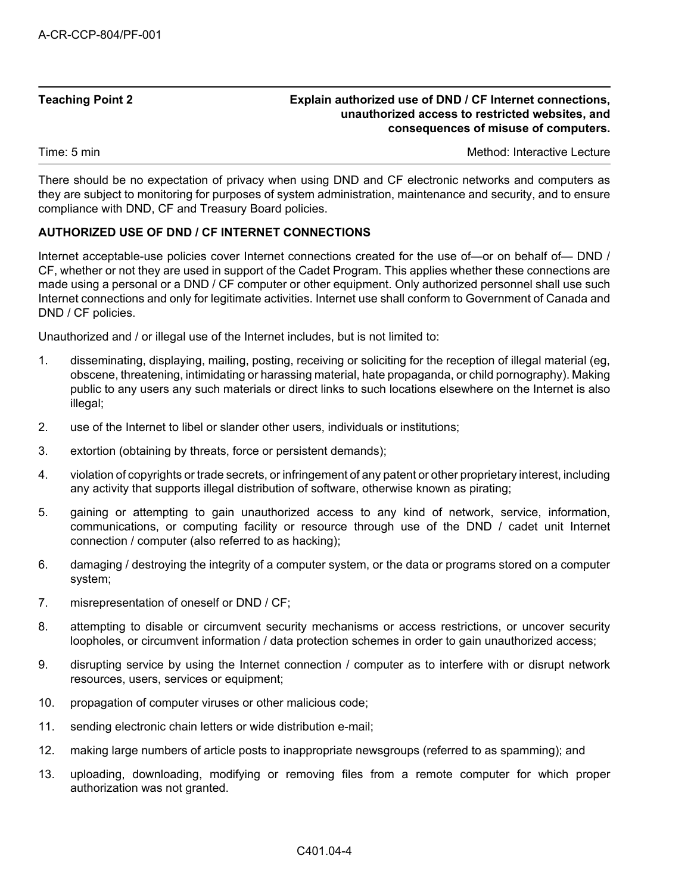| Teaching Point 2 | Explain authorized use of DND / CF Internet connections, unauthorized access to restricted websites, and consequences of misuse of computers. |
|---|---|
| Time: 5 min | Method: Interactive Lecture |

There should be no expectation of privacy when using DND and CF electronic networks and computers as they are subject to monitoring for purposes of system administration, maintenance and security, and to ensure compliance with DND, CF and Treasury Board policies.

**AUTHORIZED USE OF DND / CF INTERNET CONNECTIONS**

Internet acceptable-use policies cover Internet connections created for the use of—or on behalf of— DND / CF, whether or not they are used in support of the Cadet Program. This applies whether these connections are made using a personal or a DND / CF computer or other equipment. Only authorized personnel shall use such Internet connections and only for legitimate activities. Internet use shall conform to Government of Canada and DND / CF policies.

Unauthorized and / or illegal use of the Internet includes, but is not limited to:

1. disseminating, displaying, mailing, posting, receiving or soliciting for the reception of illegal material (eg, obscene, threatening, intimidating or harassing material, hate propaganda, or child pornography). Making public to any users any such materials or direct links to such locations elsewhere on the Internet is also illegal;
2. use of the Internet to libel or slander other users, individuals or institutions;
3. extortion (obtaining by threats, force or persistent demands);
4. violation of copyrights or trade secrets, or infringement of any patent or other proprietary interest, including any activity that supports illegal distribution of software, otherwise known as pirating;
5. gaining or attempting to gain unauthorized access to any kind of network, service, information, communications, or computing facility or resource through use of the DND / cadet unit Internet connection / computer (also referred to as hacking);
6. damaging / destroying the integrity of a computer system, or the data or programs stored on a computer system;
7. misrepresentation of oneself or DND / CF;
8. attempting to disable or circumvent security mechanisms or access restrictions, or uncover security loopholes, or circumvent information / data protection schemes in order to gain unauthorized access;
9. disrupting service by using the Internet connection / computer as to interfere with or disrupt network resources, users, services or equipment;
10. propagation of computer viruses or other malicious code;
11. sending electronic chain letters or wide distribution e-mail;
12. making large numbers of article posts to inappropriate newsgroups (referred to as spamming); and
13. uploading, downloading, modifying or removing files from a remote computer for which proper authorization was not granted.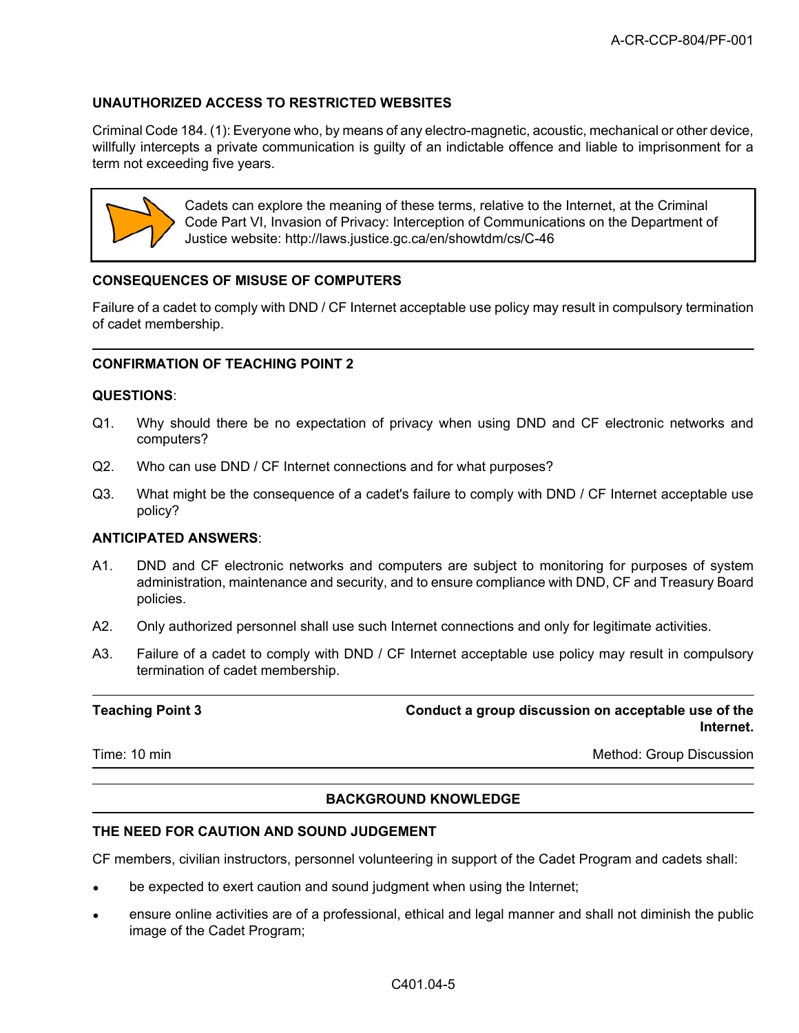### UNAUTHORIZED ACCESS TO RESTRICTED WEBSITES

Criminal Code 184. (1): Everyone who, by means of any electro-magnetic, acoustic, mechanical or other device, willfully intercepts a private communication is guilty of an indictable offence and liable to imprisonment for a term not exceeding five years.

> Cadets can explore the meaning of these terms, relative to the Internet, at the Criminal Code Part VI, Invasion of Privacy: Interception of Communications on the Department of Justice website: http://laws.justice.gc.ca/en/showtdm/cs/C-46

### CONSEQUENCES OF MISUSE OF COMPUTERS

Failure of a cadet to comply with DND / CF Internet acceptable use policy may result in compulsory termination of cadet membership.

---

### CONFIRMATION OF TEACHING POINT 2

**QUESTIONS**:

Q1. Why should there be no expectation of privacy when using DND and CF electronic networks and computers?

Q2. Who can use DND / CF Internet connections and for what purposes?

Q3. What might be the consequence of a cadet's failure to comply with DND / CF Internet acceptable use policy?

**ANTICIPATED ANSWERS**:

A1. DND and CF electronic networks and computers are subject to monitoring for purposes of system administration, maintenance and security, and to ensure compliance with DND, CF and Treasury Board policies.

A2. Only authorized personnel shall use such Internet connections and only for legitimate activities.

A3. Failure of a cadet to comply with DND / CF Internet acceptable use policy may result in compulsory termination of cadet membership.

---

| **Teaching Point 3** | **Conduct a group discussion on acceptable use of the Internet.** |
|---|---|
| Time: 10 min | Method: Group Discussion |

### BACKGROUND KNOWLEDGE

### THE NEED FOR CAUTION AND SOUND JUDGEMENT

CF members, civilian instructors, personnel volunteering in support of the Cadet Program and cadets shall:

- be expected to exert caution and sound judgment when using the Internet;
- ensure online activities are of a professional, ethical and legal manner and shall not diminish the public image of the Cadet Program;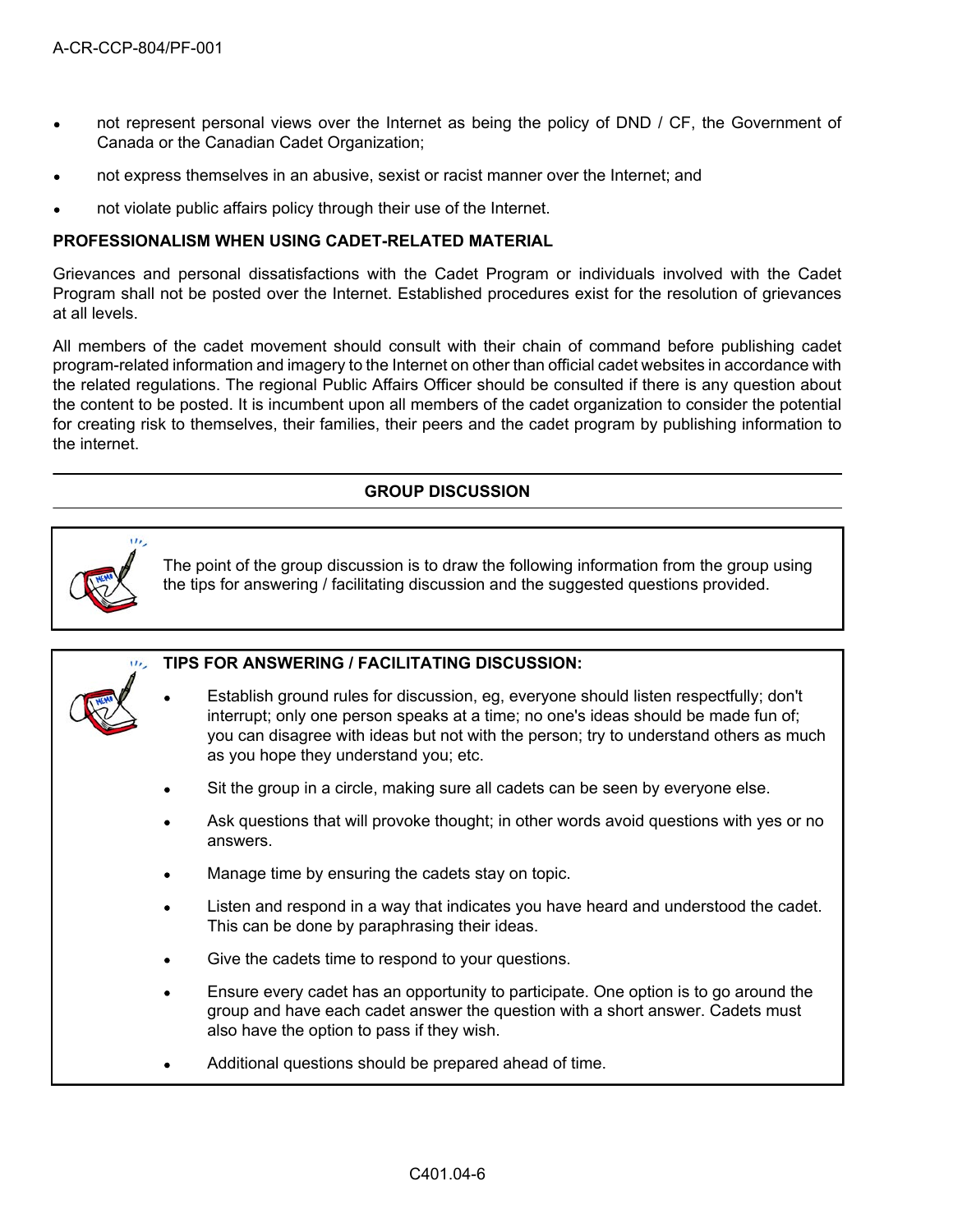- not represent personal views over the Internet as being the policy of DND / CF, the Government of Canada or the Canadian Cadet Organization;
- not express themselves in an abusive, sexist or racist manner over the Internet; and
- not violate public affairs policy through their use of the Internet.

**PROFESSIONALISM WHEN USING CADET-RELATED MATERIAL**

Grievances and personal dissatisfactions with the Cadet Program or individuals involved with the Cadet Program shall not be posted over the Internet. Established procedures exist for the resolution of grievances at all levels.

All members of the cadet movement should consult with their chain of command before publishing cadet program-related information and imagery to the Internet on other than official cadet websites in accordance with the related regulations. The regional Public Affairs Officer should be consulted if there is any question about the content to be posted. It is incumbent upon all members of the cadet organization to consider the potential for creating risk to themselves, their families, their peers and the cadet program by publishing information to the internet.

---

**GROUP DISCUSSION**

---

The point of the group discussion is to draw the following information from the group using the tips for answering / facilitating discussion and the suggested questions provided.

**TIPS FOR ANSWERING / FACILITATING DISCUSSION:**

- Establish ground rules for discussion, eg, everyone should listen respectfully; don't interrupt; only one person speaks at a time; no one's ideas should be made fun of; you can disagree with ideas but not with the person; try to understand others as much as you hope they understand you; etc.
- Sit the group in a circle, making sure all cadets can be seen by everyone else.
- Ask questions that will provoke thought; in other words avoid questions with yes or no answers.
- Manage time by ensuring the cadets stay on topic.
- Listen and respond in a way that indicates you have heard and understood the cadet. This can be done by paraphrasing their ideas.
- Give the cadets time to respond to your questions.
- Ensure every cadet has an opportunity to participate. One option is to go around the group and have each cadet answer the question with a short answer. Cadets must also have the option to pass if they wish.
- Additional questions should be prepared ahead of time.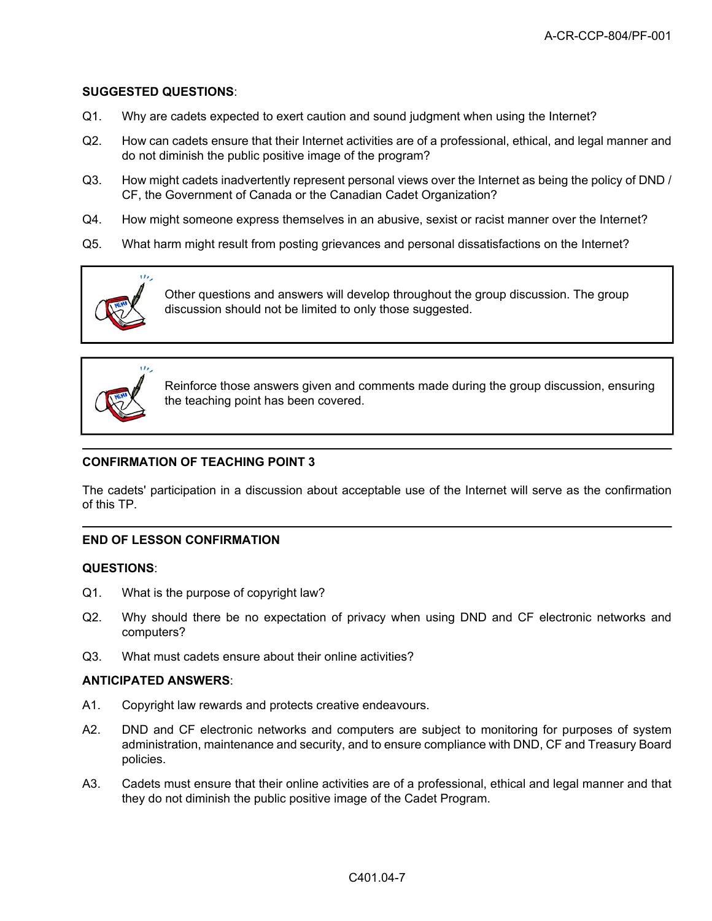**SUGGESTED QUESTIONS**:

Q1. Why are cadets expected to exert caution and sound judgment when using the Internet?

Q2. How can cadets ensure that their Internet activities are of a professional, ethical, and legal manner and do not diminish the public positive image of the program?

Q3. How might cadets inadvertently represent personal views over the Internet as being the policy of DND / CF, the Government of Canada or the Canadian Cadet Organization?

Q4. How might someone express themselves in an abusive, sexist or racist manner over the Internet?

Q5. What harm might result from posting grievances and personal dissatisfactions on the Internet?

> Other questions and answers will develop throughout the group discussion. The group discussion should not be limited to only those suggested.

> Reinforce those answers given and comments made during the group discussion, ensuring the teaching point has been covered.

---

**CONFIRMATION OF TEACHING POINT 3**

The cadets' participation in a discussion about acceptable use of the Internet will serve as the confirmation of this TP.

---

**END OF LESSON CONFIRMATION**

**QUESTIONS**:

Q1. What is the purpose of copyright law?

Q2. Why should there be no expectation of privacy when using DND and CF electronic networks and computers?

Q3. What must cadets ensure about their online activities?

**ANTICIPATED ANSWERS**:

A1. Copyright law rewards and protects creative endeavours.

A2. DND and CF electronic networks and computers are subject to monitoring for purposes of system administration, maintenance and security, and to ensure compliance with DND, CF and Treasury Board policies.

A3. Cadets must ensure that their online activities are of a professional, ethical and legal manner and that they do not diminish the public positive image of the Cadet Program.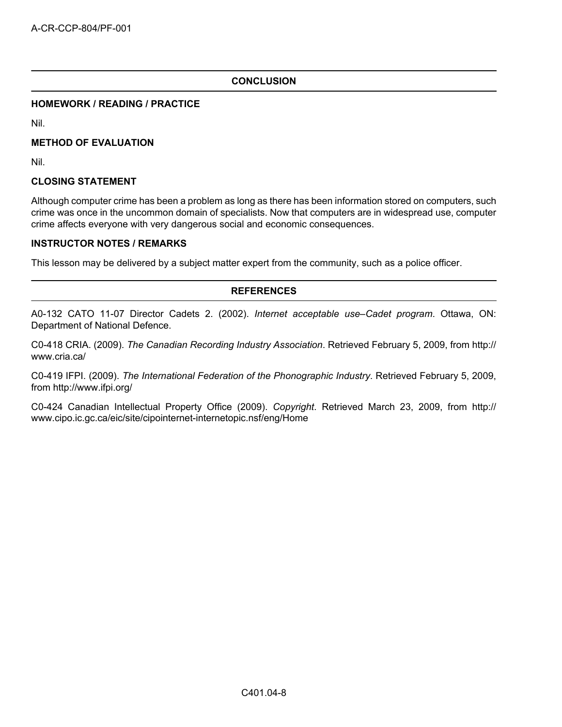## CONCLUSION

### HOMEWORK / READING / PRACTICE

Nil.

### METHOD OF EVALUATION

Nil.

### CLOSING STATEMENT

Although computer crime has been a problem as long as there has been information stored on computers, such crime was once in the uncommon domain of specialists. Now that computers are in widespread use, computer crime affects everyone with very dangerous social and economic consequences.

### INSTRUCTOR NOTES / REMARKS

This lesson may be delivered by a subject matter expert from the community, such as a police officer.

## REFERENCES

A0-132 CATO 11-07 Director Cadets 2. (2002). *Internet acceptable use–Cadet program*. Ottawa, ON: Department of National Defence.

C0-418 CRIA. (2009). *The Canadian Recording Industry Association*. Retrieved February 5, 2009, from http://www.cria.ca/

C0-419 IFPI. (2009). *The International Federation of the Phonographic Industry*. Retrieved February 5, 2009, from http://www.ifpi.org/

C0-424 Canadian Intellectual Property Office (2009). *Copyright*. Retrieved March 23, 2009, from http://www.cipo.ic.gc.ca/eic/site/cipointernet-internetopic.nsf/eng/Home